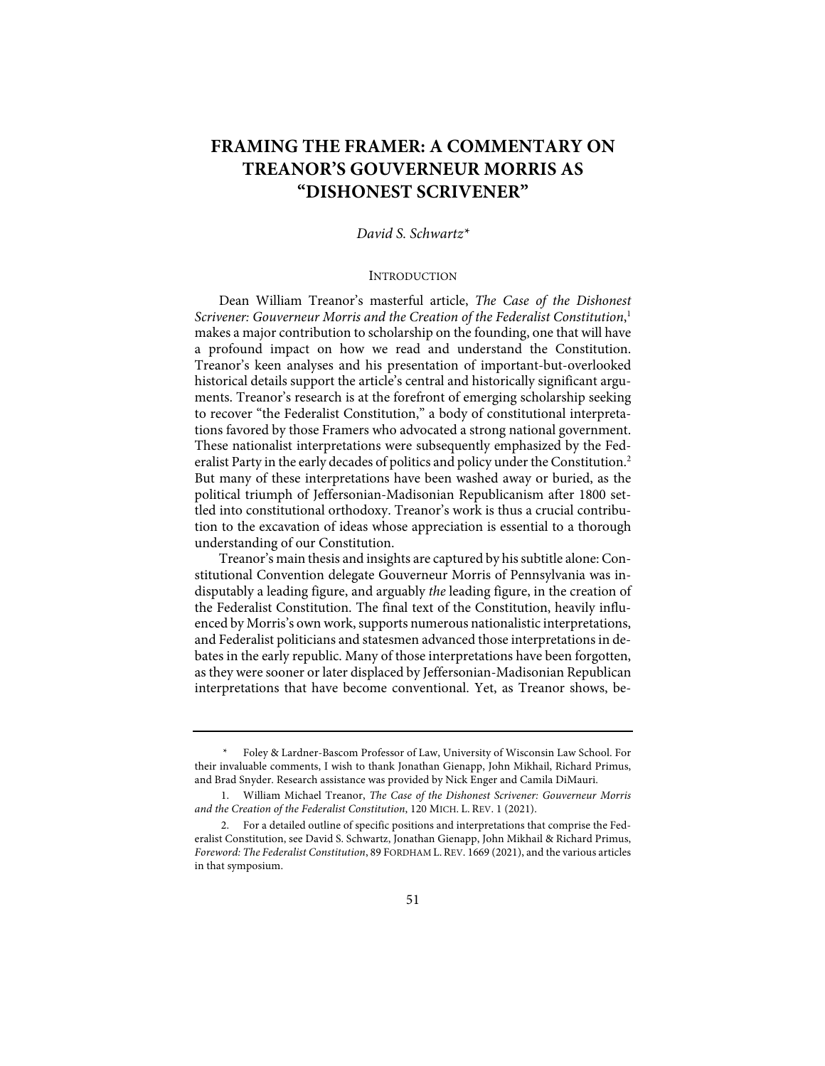# FRAMING THE FRAMER: A COMMENTARY ON TREANOR'S GOUVERNEUR MORRIS AS "DISHONEST SCRIVENER"

*David S. Schwartz\**

## INTRODUCTION

Dean William Treanor's masterful article, *The Case of the Dishonest Scrivener: Gouverneur Morris and the Creation of the Federalist Constitution*,[1] makes a major contribution to scholarship on the founding, one that will have a profound impact on how we read and understand the Constitution. Treanor's keen analyses and his presentation of important-but-overlooked historical details support the article's central and historically significant arguments. Treanor's research is at the forefront of emerging scholarship seeking to recover "the Federalist Constitution," a body of constitutional interpretations favored by those Framers who advocated a strong national government. These nationalist interpretations were subsequently emphasized by the Federalist Party in the early decades of politics and policy under the Constitution.[2] But many of these interpretations have been washed away or buried, as the political triumph of Jeffersonian-Madisonian Republicanism after 1800 settled into constitutional orthodoxy. Treanor's work is thus a crucial contribution to the excavation of ideas whose appreciation is essential to a thorough understanding of our Constitution.

Treanor's main thesis and insights are captured by his subtitle alone: Constitutional Convention delegate Gouverneur Morris of Pennsylvania was indisputably a leading figure, and arguably *the* leading figure, in the creation of the Federalist Constitution. The final text of the Constitution, heavily influenced by Morris's own work, supports numerous nationalistic interpretations, and Federalist politicians and statesmen advanced those interpretations in debates in the early republic. Many of those interpretations have been forgotten, as they were sooner or later displaced by Jeffersonian-Madisonian Republican interpretations that have become conventional. Yet, as Treanor shows, be-

---

\* Foley & Lardner-Bascom Professor of Law, University of Wisconsin Law School. For their invaluable comments, I wish to thank Jonathan Gienapp, John Mikhail, Richard Primus, and Brad Snyder. Research assistance was provided by Nick Enger and Camila DiMauri.

1. William Michael Treanor, *The Case of the Dishonest Scrivener: Gouverneur Morris and the Creation of the Federalist Constitution*, 120 MICH. L. REV. 1 (2021).

2. For a detailed outline of specific positions and interpretations that comprise the Federalist Constitution, see David S. Schwartz, Jonathan Gienapp, John Mikhail & Richard Primus, *Foreword: The Federalist Constitution*, 89 FORDHAM L. REV. 1669 (2021), and the various articles in that symposium.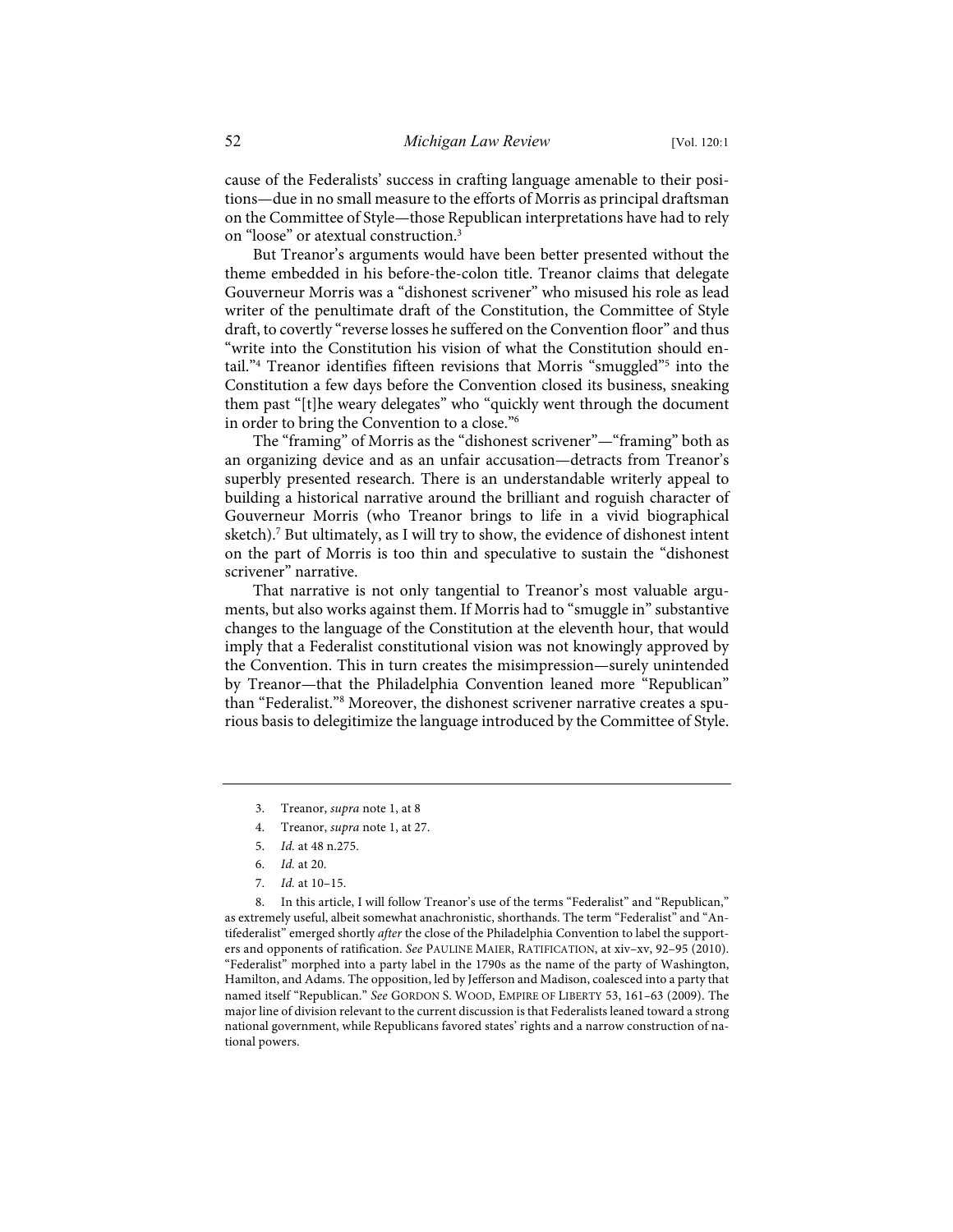cause of the Federalists' success in crafting language amenable to their positions—due in no small measure to the efforts of Morris as principal draftsman on the Committee of Style—those Republican interpretations have had to rely on "loose" or atextual construction.[3]

But Treanor's arguments would have been better presented without the theme embedded in his before-the-colon title. Treanor claims that delegate Gouverneur Morris was a "dishonest scrivener" who misused his role as lead writer of the penultimate draft of the Constitution, the Committee of Style draft, to covertly "reverse losses he suffered on the Convention floor" and thus "write into the Constitution his vision of what the Constitution should entail."[4] Treanor identifies fifteen revisions that Morris "smuggled"[5] into the Constitution a few days before the Convention closed its business, sneaking them past "[t]he weary delegates" who "quickly went through the document in order to bring the Convention to a close."[6]

The "framing" of Morris as the "dishonest scrivener"—"framing" both as an organizing device and as an unfair accusation—detracts from Treanor's superbly presented research. There is an understandable writerly appeal to building a historical narrative around the brilliant and roguish character of Gouverneur Morris (who Treanor brings to life in a vivid biographical sketch).[7] But ultimately, as I will try to show, the evidence of dishonest intent on the part of Morris is too thin and speculative to sustain the "dishonest scrivener" narrative.

That narrative is not only tangential to Treanor's most valuable arguments, but also works against them. If Morris had to "smuggle in" substantive changes to the language of the Constitution at the eleventh hour, that would imply that a Federalist constitutional vision was not knowingly approved by the Convention. This in turn creates the misimpression—surely unintended by Treanor—that the Philadelphia Convention leaned more "Republican" than "Federalist."[8] Moreover, the dishonest scrivener narrative creates a spurious basis to delegitimize the language introduced by the Committee of Style.

---

3. Treanor, *supra* note 1, at 8

4. Treanor, *supra* note 1, at 27.

5. *Id.* at 48 n.275.

6. *Id.* at 20.

7. *Id.* at 10–15.

8. In this article, I will follow Treanor's use of the terms "Federalist" and "Republican," as extremely useful, albeit somewhat anachronistic, shorthands. The term "Federalist" and "Antifederalist" emerged shortly *after* the close of the Philadelphia Convention to label the supporters and opponents of ratification. *See* PAULINE MAIER, RATIFICATION, at xiv–xv, 92–95 (2010). "Federalist" morphed into a party label in the 1790s as the name of the party of Washington, Hamilton, and Adams. The opposition, led by Jefferson and Madison, coalesced into a party that named itself "Republican." *See* GORDON S. WOOD, EMPIRE OF LIBERTY 53, 161–63 (2009). The major line of division relevant to the current discussion is that Federalists leaned toward a strong national government, while Republicans favored states' rights and a narrow construction of national powers.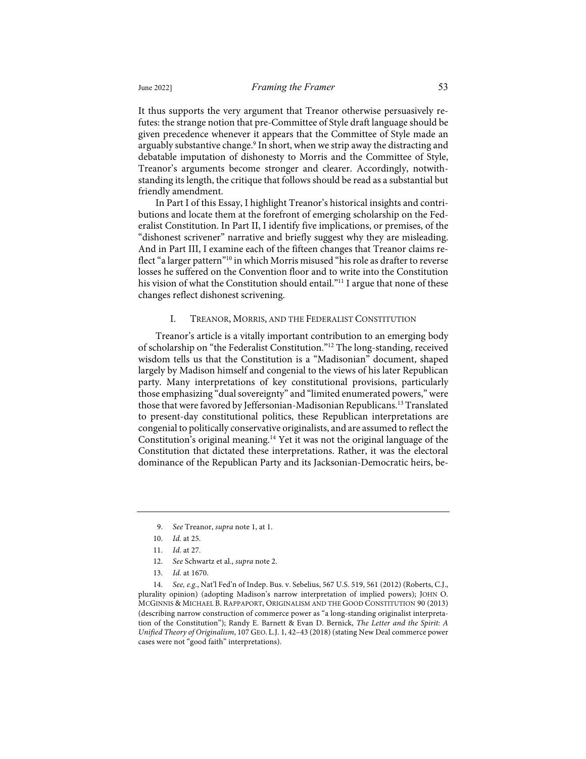It thus supports the very argument that Treanor otherwise persuasively refutes: the strange notion that pre-Committee of Style draft language should be given precedence whenever it appears that the Committee of Style made an arguably substantive change.[9] In short, when we strip away the distracting and debatable imputation of dishonesty to Morris and the Committee of Style, Treanor's arguments become stronger and clearer. Accordingly, notwithstanding its length, the critique that follows should be read as a substantial but friendly amendment.

In Part I of this Essay, I highlight Treanor's historical insights and contributions and locate them at the forefront of emerging scholarship on the Federalist Constitution. In Part II, I identify five implications, or premises, of the "dishonest scrivener" narrative and briefly suggest why they are misleading. And in Part III, I examine each of the fifteen changes that Treanor claims reflect "a larger pattern"[10] in which Morris misused "his role as drafter to reverse losses he suffered on the Convention floor and to write into the Constitution his vision of what the Constitution should entail."[11] I argue that none of these changes reflect dishonest scrivening.

## I. TREANOR, MORRIS, AND THE FEDERALIST CONSTITUTION

Treanor's article is a vitally important contribution to an emerging body of scholarship on "the Federalist Constitution."[12] The long-standing, received wisdom tells us that the Constitution is a "Madisonian" document, shaped largely by Madison himself and congenial to the views of his later Republican party. Many interpretations of key constitutional provisions, particularly those emphasizing "dual sovereignty" and "limited enumerated powers," were those that were favored by Jeffersonian-Madisonian Republicans.[13] Translated to present-day constitutional politics, these Republican interpretations are congenial to politically conservative originalists, and are assumed to reflect the Constitution's original meaning.[14] Yet it was not the original language of the Constitution that dictated these interpretations. Rather, it was the electoral dominance of the Republican Party and its Jacksonian-Democratic heirs, be-

---

9. *See* Treanor, *supra* note 1, at 1.

10. *Id.* at 25.

11. *Id.* at 27.

12. *See* Schwartz et al., *supra* note 2.

13. *Id.* at 1670.

14. *See, e.g.*, Nat'l Fed'n of Indep. Bus. v. Sebelius, 567 U.S. 519, 561 (2012) (Roberts, C.J., plurality opinion) (adopting Madison's narrow interpretation of implied powers); JOHN O. MCGINNIS & MICHAEL B. RAPPAPORT, ORIGINALISM AND THE GOOD CONSTITUTION 90 (2013) (describing narrow construction of commerce power as "a long-standing originalist interpretation of the Constitution"); Randy E. Barnett & Evan D. Bernick, *The Letter and the Spirit: A Unified Theory of Originalism*, 107 GEO. L.J. 1, 42–43 (2018) (stating New Deal commerce power cases were not "good faith" interpretations).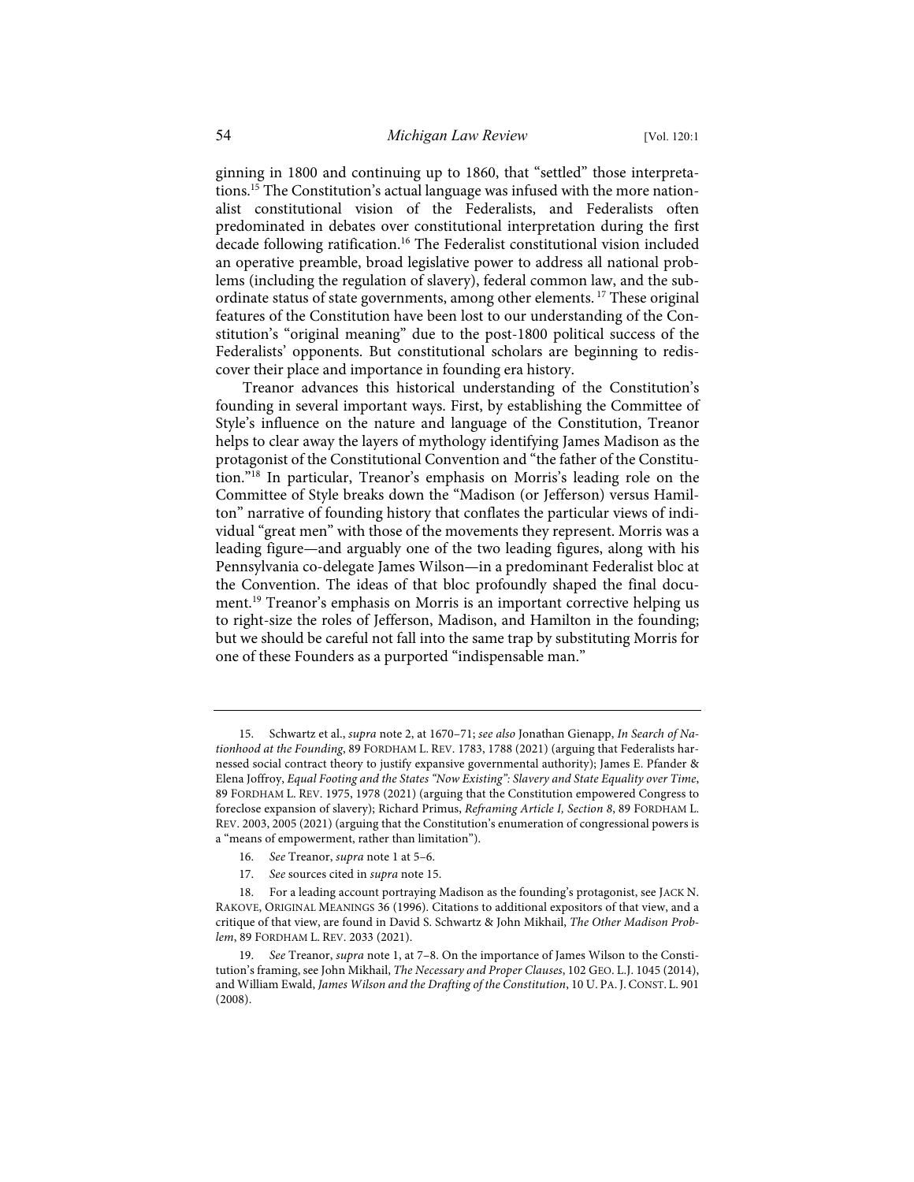ginning in 1800 and continuing up to 1860, that "settled" those interpretations.[15] The Constitution's actual language was infused with the more nationalist constitutional vision of the Federalists, and Federalists often predominated in debates over constitutional interpretation during the first decade following ratification.[16] The Federalist constitutional vision included an operative preamble, broad legislative power to address all national problems (including the regulation of slavery), federal common law, and the subordinate status of state governments, among other elements.[17] These original features of the Constitution have been lost to our understanding of the Constitution's "original meaning" due to the post-1800 political success of the Federalists' opponents. But constitutional scholars are beginning to rediscover their place and importance in founding era history.

Treanor advances this historical understanding of the Constitution's founding in several important ways. First, by establishing the Committee of Style's influence on the nature and language of the Constitution, Treanor helps to clear away the layers of mythology identifying James Madison as the protagonist of the Constitutional Convention and "the father of the Constitution."[18] In particular, Treanor's emphasis on Morris's leading role on the Committee of Style breaks down the "Madison (or Jefferson) versus Hamilton" narrative of founding history that conflates the particular views of individual "great men" with those of the movements they represent. Morris was a leading figure—and arguably one of the two leading figures, along with his Pennsylvania co-delegate James Wilson—in a predominant Federalist bloc at the Convention. The ideas of that bloc profoundly shaped the final document.[19] Treanor's emphasis on Morris is an important corrective helping us to right-size the roles of Jefferson, Madison, and Hamilton in the founding; but we should be careful not fall into the same trap by substituting Morris for one of these Founders as a purported "indispensable man."

---

15. Schwartz et al., *supra* note 2, at 1670–71; *see also* Jonathan Gienapp, *In Search of Nationhood at the Founding*, 89 FORDHAM L. REV. 1783, 1788 (2021) (arguing that Federalists harnessed social contract theory to justify expansive governmental authority); James E. Pfander & Elena Joffroy, *Equal Footing and the States "Now Existing": Slavery and State Equality over Time*, 89 FORDHAM L. REV. 1975, 1978 (2021) (arguing that the Constitution empowered Congress to foreclose expansion of slavery); Richard Primus, *Reframing Article I, Section 8*, 89 FORDHAM L. REV. 2003, 2005 (2021) (arguing that the Constitution's enumeration of congressional powers is a "means of empowerment, rather than limitation").

16. *See* Treanor, *supra* note 1 at 5–6.

17. *See* sources cited in *supra* note 15.

18. For a leading account portraying Madison as the founding's protagonist, see JACK N. RAKOVE, ORIGINAL MEANINGS 36 (1996). Citations to additional expositors of that view, and a critique of that view, are found in David S. Schwartz & John Mikhail, *The Other Madison Problem*, 89 FORDHAM L. REV. 2033 (2021).

19. *See* Treanor, *supra* note 1, at 7–8. On the importance of James Wilson to the Constitution's framing, see John Mikhail, *The Necessary and Proper Clauses*, 102 GEO. L.J. 1045 (2014), and William Ewald, *James Wilson and the Drafting of the Constitution*, 10 U. PA. J. CONST. L. 901 (2008).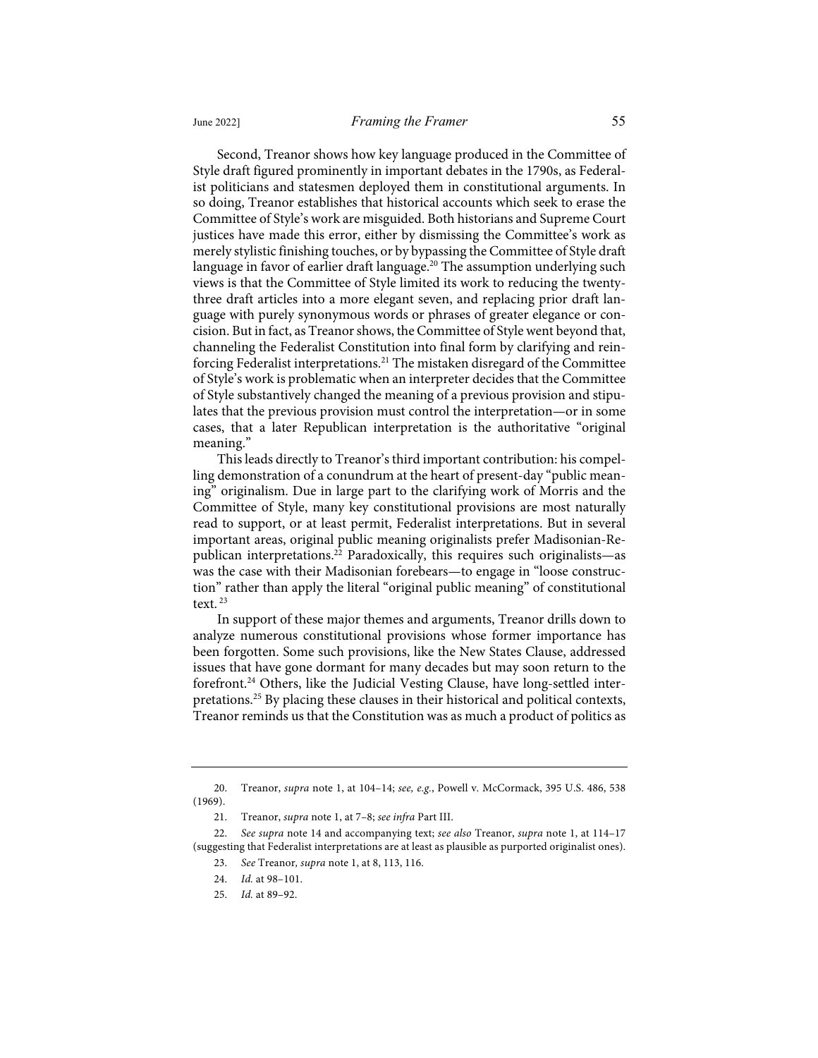Second, Treanor shows how key language produced in the Committee of Style draft figured prominently in important debates in the 1790s, as Federalist politicians and statesmen deployed them in constitutional arguments. In so doing, Treanor establishes that historical accounts which seek to erase the Committee of Style's work are misguided. Both historians and Supreme Court justices have made this error, either by dismissing the Committee's work as merely stylistic finishing touches, or by bypassing the Committee of Style draft language in favor of earlier draft language.[20] The assumption underlying such views is that the Committee of Style limited its work to reducing the twenty-three draft articles into a more elegant seven, and replacing prior draft language with purely synonymous words or phrases of greater elegance or concision. But in fact, as Treanor shows, the Committee of Style went beyond that, channeling the Federalist Constitution into final form by clarifying and reinforcing Federalist interpretations.[21] The mistaken disregard of the Committee of Style's work is problematic when an interpreter decides that the Committee of Style substantively changed the meaning of a previous provision and stipulates that the previous provision must control the interpretation—or in some cases, that a later Republican interpretation is the authoritative "original meaning."

This leads directly to Treanor's third important contribution: his compelling demonstration of a conundrum at the heart of present-day "public meaning" originalism. Due in large part to the clarifying work of Morris and the Committee of Style, many key constitutional provisions are most naturally read to support, or at least permit, Federalist interpretations. But in several important areas, original public meaning originalists prefer Madisonian-Republican interpretations.[22] Paradoxically, this requires such originalists—as was the case with their Madisonian forebears—to engage in "loose construction" rather than apply the literal "original public meaning" of constitutional text.[23]

In support of these major themes and arguments, Treanor drills down to analyze numerous constitutional provisions whose former importance has been forgotten. Some such provisions, like the New States Clause, addressed issues that have gone dormant for many decades but may soon return to the forefront.[24] Others, like the Judicial Vesting Clause, have long-settled interpretations.[25] By placing these clauses in their historical and political contexts, Treanor reminds us that the Constitution was as much a product of politics as

---

20. Treanor, *supra* note 1, at 104–14; *see, e.g.*, Powell v. McCormack, 395 U.S. 486, 538 (1969).

21. Treanor, *supra* note 1, at 7–8; *see infra* Part III.

22. *See supra* note 14 and accompanying text; *see also* Treanor, *supra* note 1, at 114–17 (suggesting that Federalist interpretations are at least as plausible as purported originalist ones).

23. *See* Treanor, *supra* note 1, at 8, 113, 116.

24. *Id.* at 98–101.

25. *Id.* at 89–92.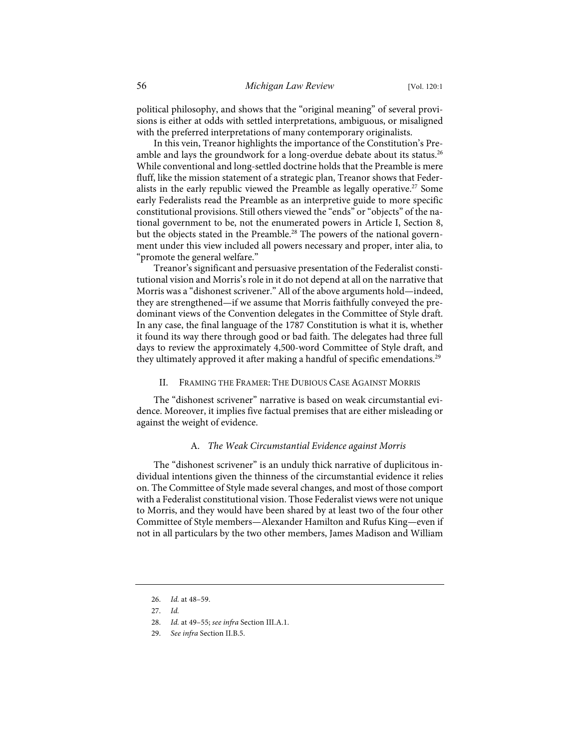political philosophy, and shows that the "original meaning" of several provisions is either at odds with settled interpretations, ambiguous, or misaligned with the preferred interpretations of many contemporary originalists.

In this vein, Treanor highlights the importance of the Constitution's Preamble and lays the groundwork for a long-overdue debate about its status.[26] While conventional and long-settled doctrine holds that the Preamble is mere fluff, like the mission statement of a strategic plan, Treanor shows that Federalists in the early republic viewed the Preamble as legally operative.[27] Some early Federalists read the Preamble as an interpretive guide to more specific constitutional provisions. Still others viewed the "ends" or "objects" of the national government to be, not the enumerated powers in Article I, Section 8, but the objects stated in the Preamble.[28] The powers of the national government under this view included all powers necessary and proper, inter alia, to "promote the general welfare."

Treanor's significant and persuasive presentation of the Federalist constitutional vision and Morris's role in it do not depend at all on the narrative that Morris was a "dishonest scrivener." All of the above arguments hold—indeed, they are strengthened—if we assume that Morris faithfully conveyed the predominant views of the Convention delegates in the Committee of Style draft. In any case, the final language of the 1787 Constitution is what it is, whether it found its way there through good or bad faith. The delegates had three full days to review the approximately 4,500-word Committee of Style draft, and they ultimately approved it after making a handful of specific emendations.[29]

## II. Framing the Framer: The Dubious Case Against Morris

The "dishonest scrivener" narrative is based on weak circumstantial evidence. Moreover, it implies five factual premises that are either misleading or against the weight of evidence.

### A. *The Weak Circumstantial Evidence against Morris*

The "dishonest scrivener" is an unduly thick narrative of duplicitous individual intentions given the thinness of the circumstantial evidence it relies on. The Committee of Style made several changes, and most of those comport with a Federalist constitutional vision. Those Federalist views were not unique to Morris, and they would have been shared by at least two of the four other Committee of Style members—Alexander Hamilton and Rufus King—even if not in all particulars by the two other members, James Madison and William

26. *Id.* at 48–59.

27. *Id.*

28. *Id.* at 49–55; *see infra* Section III.A.1.

29. *See infra* Section II.B.5.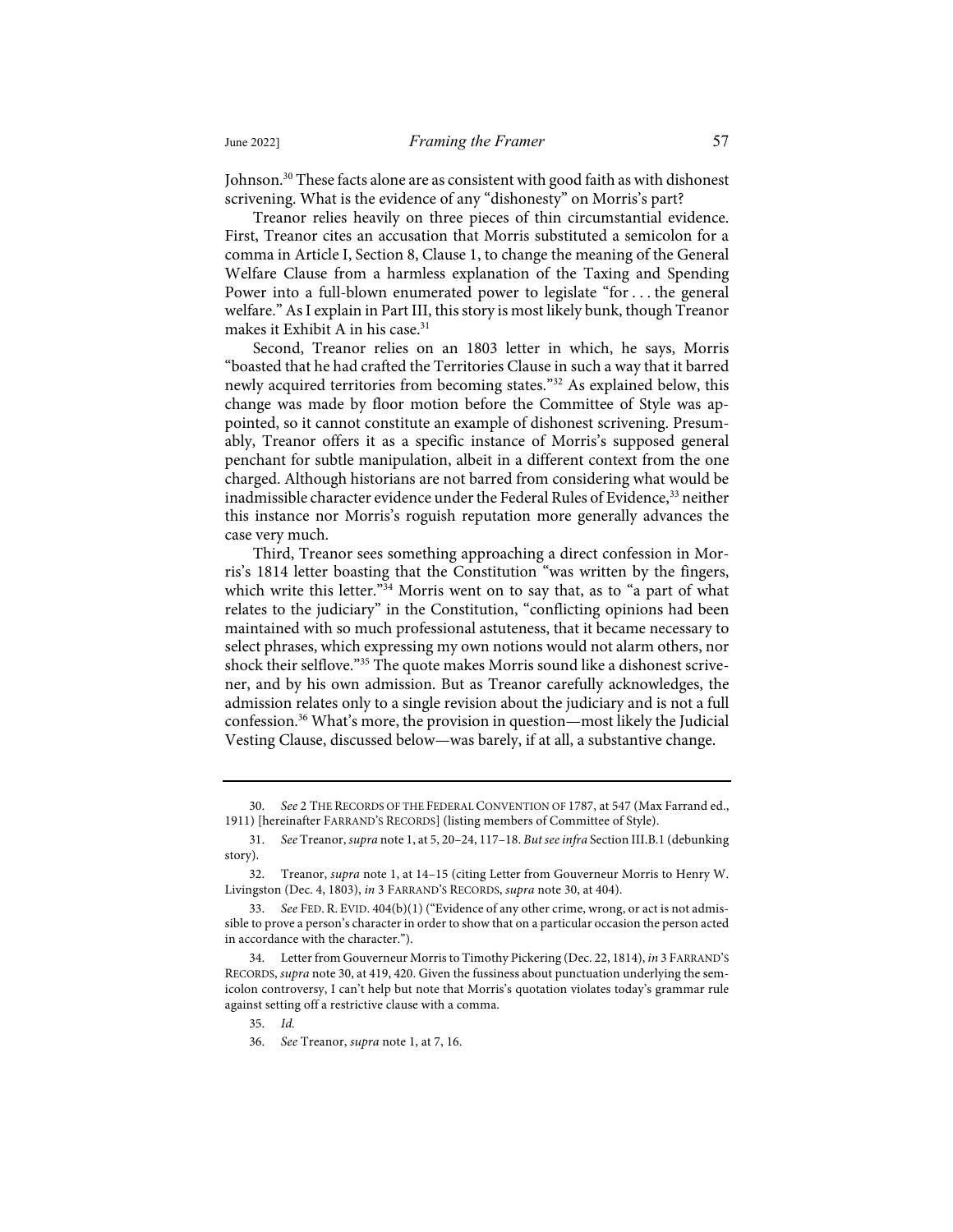Johnson.[30] These facts alone are as consistent with good faith as with dishonest scrivening. What is the evidence of any "dishonesty" on Morris's part?

Treanor relies heavily on three pieces of thin circumstantial evidence. First, Treanor cites an accusation that Morris substituted a semicolon for a comma in Article I, Section 8, Clause 1, to change the meaning of the General Welfare Clause from a harmless explanation of the Taxing and Spending Power into a full-blown enumerated power to legislate "for . . . the general welfare." As I explain in Part III, this story is most likely bunk, though Treanor makes it Exhibit A in his case.[31]

Second, Treanor relies on an 1803 letter in which, he says, Morris "boasted that he had crafted the Territories Clause in such a way that it barred newly acquired territories from becoming states."[32] As explained below, this change was made by floor motion before the Committee of Style was appointed, so it cannot constitute an example of dishonest scrivening. Presumably, Treanor offers it as a specific instance of Morris's supposed general penchant for subtle manipulation, albeit in a different context from the one charged. Although historians are not barred from considering what would be inadmissible character evidence under the Federal Rules of Evidence,[33] neither this instance nor Morris's roguish reputation more generally advances the case very much.

Third, Treanor sees something approaching a direct confession in Morris's 1814 letter boasting that the Constitution "was written by the fingers, which write this letter."[34] Morris went on to say that, as to "a part of what relates to the judiciary" in the Constitution, "conflicting opinions had been maintained with so much professional astuteness, that it became necessary to select phrases, which expressing my own notions would not alarm others, nor shock their selflove."[35] The quote makes Morris sound like a dishonest scrivener, and by his own admission. But as Treanor carefully acknowledges, the admission relates only to a single revision about the judiciary and is not a full confession.[36] What's more, the provision in question—most likely the Judicial Vesting Clause, discussed below—was barely, if at all, a substantive change.

---

30. *See* 2 THE RECORDS OF THE FEDERAL CONVENTION OF 1787, at 547 (Max Farrand ed., 1911) [hereinafter FARRAND'S RECORDS] (listing members of Committee of Style).

31. *See* Treanor, *supra* note 1, at 5, 20–24, 117–18. *But see infra* Section III.B.1 (debunking story).

32. Treanor, *supra* note 1, at 14–15 (citing Letter from Gouverneur Morris to Henry W. Livingston (Dec. 4, 1803), *in* 3 FARRAND'S RECORDS, *supra* note 30, at 404).

33. *See* FED. R. EVID. 404(b)(1) ("Evidence of any other crime, wrong, or act is not admissible to prove a person's character in order to show that on a particular occasion the person acted in accordance with the character.").

34. Letter from Gouverneur Morris to Timothy Pickering (Dec. 22, 1814), *in* 3 FARRAND'S RECORDS, *supra* note 30, at 419, 420. Given the fussiness about punctuation underlying the semicolon controversy, I can't help but note that Morris's quotation violates today's grammar rule against setting off a restrictive clause with a comma.

35. *Id.*

36. *See* Treanor, *supra* note 1, at 7, 16.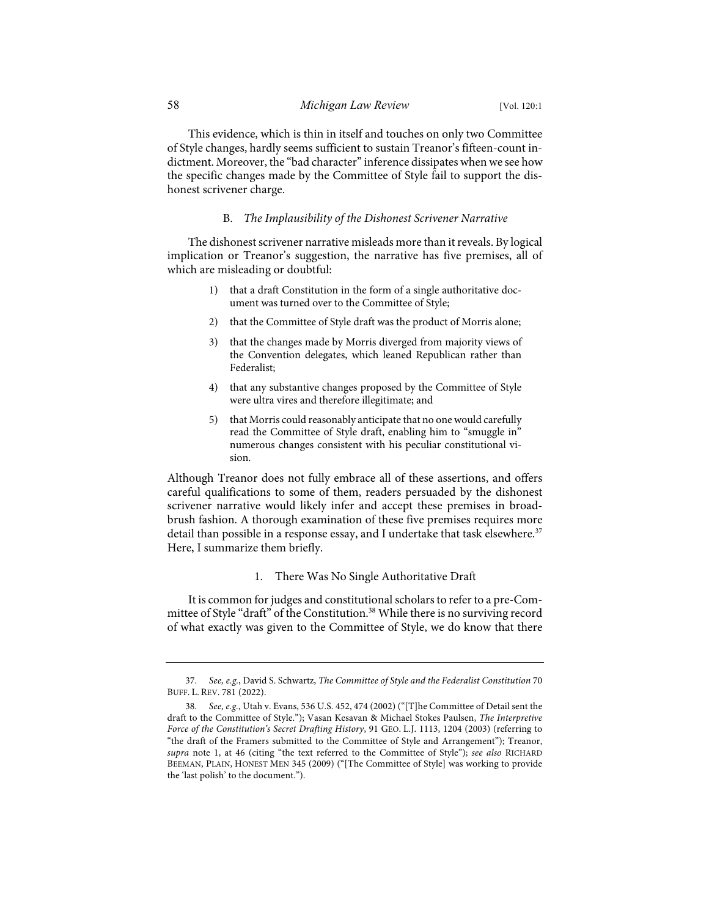This evidence, which is thin in itself and touches on only two Committee of Style changes, hardly seems sufficient to sustain Treanor's fifteen-count indictment. Moreover, the "bad character" inference dissipates when we see how the specific changes made by the Committee of Style fail to support the dishonest scrivener charge.

### B. *The Implausibility of the Dishonest Scrivener Narrative*

The dishonest scrivener narrative misleads more than it reveals. By logical implication or Treanor's suggestion, the narrative has five premises, all of which are misleading or doubtful:

1) that a draft Constitution in the form of a single authoritative document was turned over to the Committee of Style;
2) that the Committee of Style draft was the product of Morris alone;
3) that the changes made by Morris diverged from majority views of the Convention delegates, which leaned Republican rather than Federalist;
4) that any substantive changes proposed by the Committee of Style were ultra vires and therefore illegitimate; and
5) that Morris could reasonably anticipate that no one would carefully read the Committee of Style draft, enabling him to "smuggle in" numerous changes consistent with his peculiar constitutional vision.

Although Treanor does not fully embrace all of these assertions, and offers careful qualifications to some of them, readers persuaded by the dishonest scrivener narrative would likely infer and accept these premises in broad-brush fashion. A thorough examination of these five premises requires more detail than possible in a response essay, and I undertake that task elsewhere.[37] Here, I summarize them briefly.

#### 1. There Was No Single Authoritative Draft

It is common for judges and constitutional scholars to refer to a pre-Committee of Style "draft" of the Constitution.[38] While there is no surviving record of what exactly was given to the Committee of Style, we do know that there

---

37. *See, e.g.*, David S. Schwartz, *The Committee of Style and the Federalist Constitution* 70 BUFF. L. REV. 781 (2022).

38. *See, e.g.*, Utah v. Evans, 536 U.S. 452, 474 (2002) ("[T]he Committee of Detail sent the draft to the Committee of Style."); Vasan Kesavan & Michael Stokes Paulsen, *The Interpretive Force of the Constitution's Secret Drafting History*, 91 GEO. L.J. 1113, 1204 (2003) (referring to "the draft of the Framers submitted to the Committee of Style and Arrangement"); Treanor, *supra* note 1, at 46 (citing "the text referred to the Committee of Style"); *see also* RICHARD BEEMAN, PLAIN, HONEST MEN 345 (2009) ("[The Committee of Style] was working to provide the 'last polish' to the document.").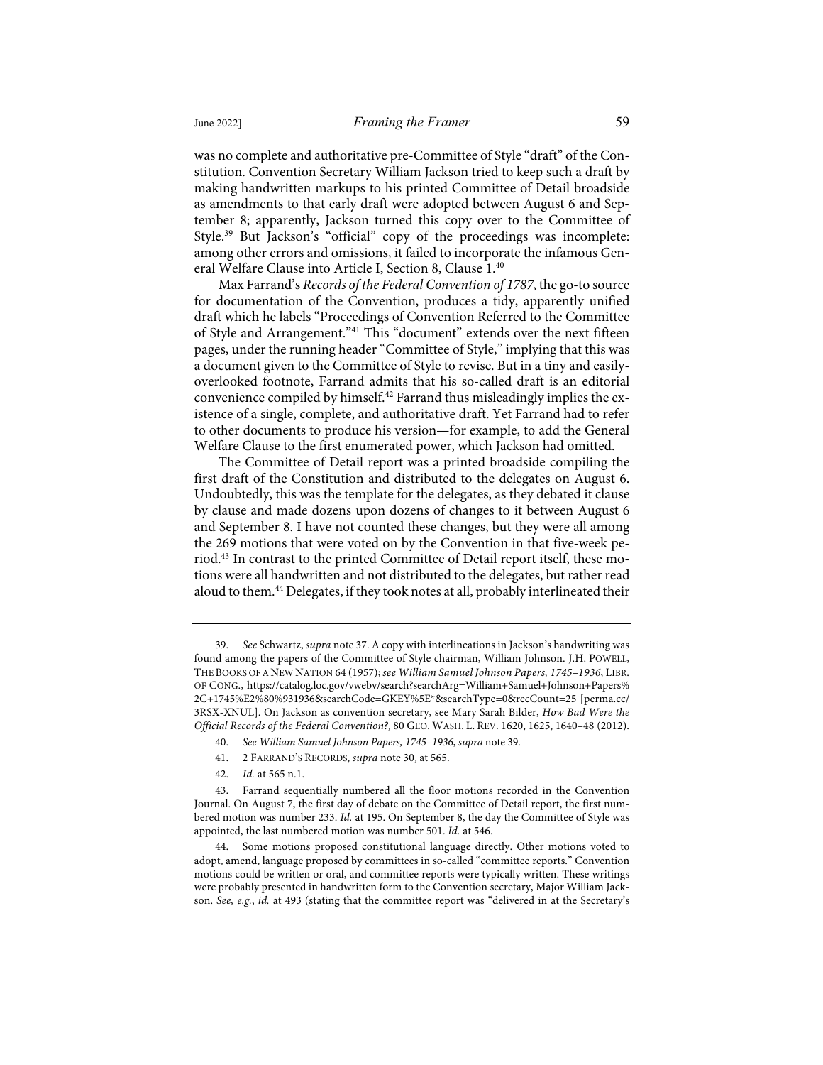was no complete and authoritative pre-Committee of Style "draft" of the Constitution. Convention Secretary William Jackson tried to keep such a draft by making handwritten markups to his printed Committee of Detail broadside as amendments to that early draft were adopted between August 6 and September 8; apparently, Jackson turned this copy over to the Committee of Style.[39] But Jackson's "official" copy of the proceedings was incomplete: among other errors and omissions, it failed to incorporate the infamous General Welfare Clause into Article I, Section 8, Clause 1.[40]

Max Farrand's *Records of the Federal Convention of 1787*, the go-to source for documentation of the Convention, produces a tidy, apparently unified draft which he labels "Proceedings of Convention Referred to the Committee of Style and Arrangement."[41] This "document" extends over the next fifteen pages, under the running header "Committee of Style," implying that this was a document given to the Committee of Style to revise. But in a tiny and easily-overlooked footnote, Farrand admits that his so-called draft is an editorial convenience compiled by himself.[42] Farrand thus misleadingly implies the existence of a single, complete, and authoritative draft. Yet Farrand had to refer to other documents to produce his version—for example, to add the General Welfare Clause to the first enumerated power, which Jackson had omitted.

The Committee of Detail report was a printed broadside compiling the first draft of the Constitution and distributed to the delegates on August 6. Undoubtedly, this was the template for the delegates, as they debated it clause by clause and made dozens upon dozens of changes to it between August 6 and September 8. I have not counted these changes, but they were all among the 269 motions that were voted on by the Convention in that five-week period.[43] In contrast to the printed Committee of Detail report itself, these motions were all handwritten and not distributed to the delegates, but rather read aloud to them.[44] Delegates, if they took notes at all, probably interlineated their

---

39. *See* Schwartz, *supra* note 37. A copy with interlineations in Jackson's handwriting was found among the papers of the Committee of Style chairman, William Johnson. J.H. POWELL, THE BOOKS OF A NEW NATION 64 (1957); *see William Samuel Johnson Papers, 1745–1936*, LIBR. OF CONG., https://catalog.loc.gov/vwebv/search?searchArg=William+Samuel+Johnson+Papers%2C+1745%E2%80%931936&searchCode=GKEY%5E*&searchType=0&recCount=25 [perma.cc/3RSX-XNUL]. On Jackson as convention secretary, see Mary Sarah Bilder, *How Bad Were the Official Records of the Federal Convention?*, 80 GEO. WASH. L. REV. 1620, 1625, 1640–48 (2012).

40. *See William Samuel Johnson Papers, 1745–1936*, *supra* note 39.

41. 2 FARRAND'S RECORDS, *supra* note 30, at 565.

42. *Id.* at 565 n.1.

43. Farrand sequentially numbered all the floor motions recorded in the Convention Journal. On August 7, the first day of debate on the Committee of Detail report, the first numbered motion was number 233. *Id.* at 195. On September 8, the day the Committee of Style was appointed, the last numbered motion was number 501. *Id.* at 546.

44. Some motions proposed constitutional language directly. Other motions voted to adopt, amend, language proposed by committees in so-called "committee reports." Convention motions could be written or oral, and committee reports were typically written. These writings were probably presented in handwritten form to the Convention secretary, Major William Jackson. *See, e.g.*, *id.* at 493 (stating that the committee report was "delivered in at the Secretary's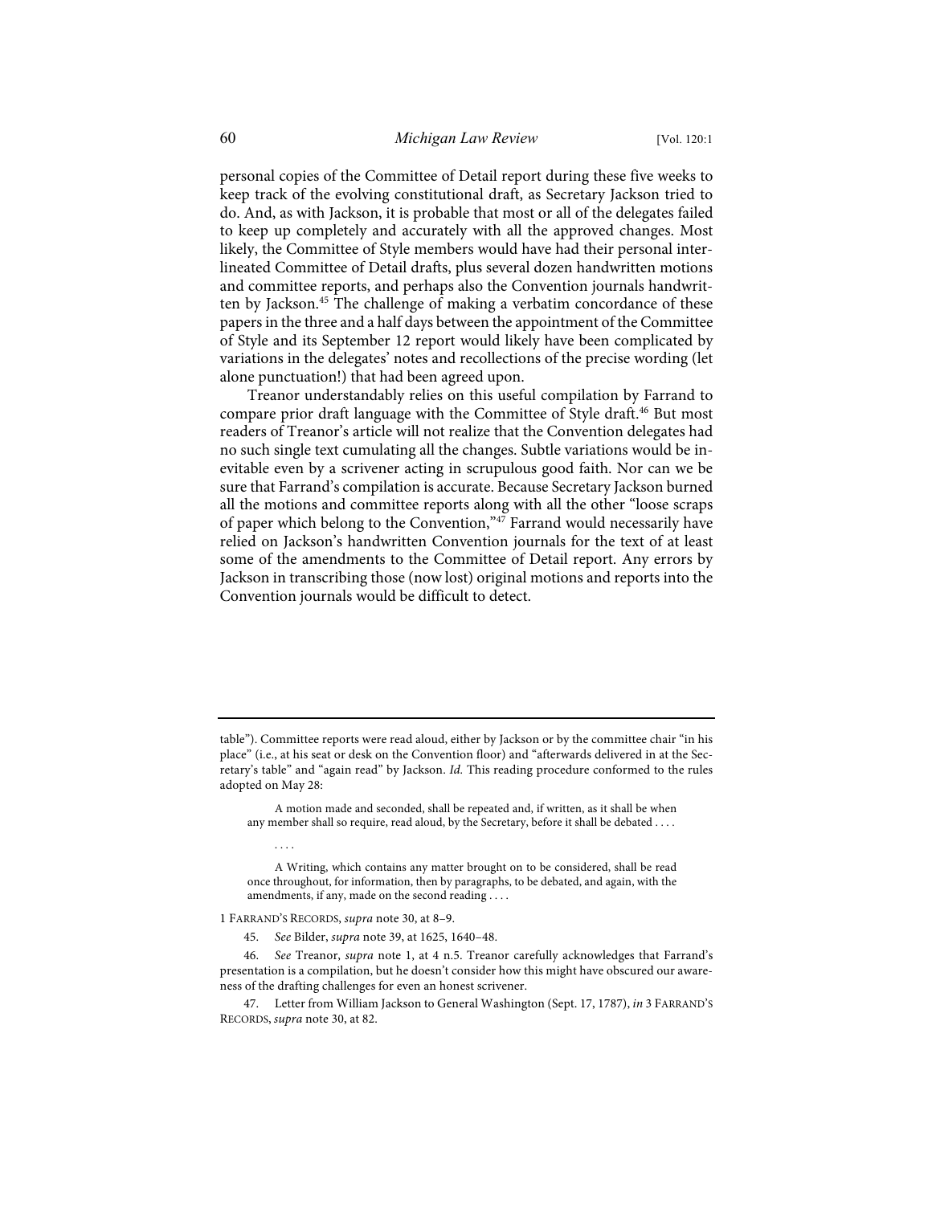personal copies of the Committee of Detail report during these five weeks to keep track of the evolving constitutional draft, as Secretary Jackson tried to do. And, as with Jackson, it is probable that most or all of the delegates failed to keep up completely and accurately with all the approved changes. Most likely, the Committee of Style members would have had their personal interlineated Committee of Detail drafts, plus several dozen handwritten motions and committee reports, and perhaps also the Convention journals handwritten by Jackson.[45] The challenge of making a verbatim concordance of these papers in the three and a half days between the appointment of the Committee of Style and its September 12 report would likely have been complicated by variations in the delegates' notes and recollections of the precise wording (let alone punctuation!) that had been agreed upon.

Treanor understandably relies on this useful compilation by Farrand to compare prior draft language with the Committee of Style draft.[46] But most readers of Treanor's article will not realize that the Convention delegates had no such single text cumulating all the changes. Subtle variations would be inevitable even by a scrivener acting in scrupulous good faith. Nor can we be sure that Farrand's compilation is accurate. Because Secretary Jackson burned all the motions and committee reports along with all the other "loose scraps of paper which belong to the Convention,"[47] Farrand would necessarily have relied on Jackson's handwritten Convention journals for the text of at least some of the amendments to the Committee of Detail report. Any errors by Jackson in transcribing those (now lost) original motions and reports into the Convention journals would be difficult to detect.

---

table"). Committee reports were read aloud, either by Jackson or by the committee chair "in his place" (i.e., at his seat or desk on the Convention floor) and "afterwards delivered in at the Secretary's table" and "again read" by Jackson. *Id.* This reading procedure conformed to the rules adopted on May 28:

> A motion made and seconded, shall be repeated and, if written, as it shall be when any member shall so require, read aloud, by the Secretary, before it shall be debated . . . .
>
> . . . .
>
> A Writing, which contains any matter brought on to be considered, shall be read once throughout, for information, then by paragraphs, to be debated, and again, with the amendments, if any, made on the second reading . . . .

1 FARRAND'S RECORDS, *supra* note 30, at 8–9.

45. *See* Bilder, *supra* note 39, at 1625, 1640–48.

46. *See* Treanor, *supra* note 1, at 4 n.5. Treanor carefully acknowledges that Farrand's presentation is a compilation, but he doesn't consider how this might have obscured our awareness of the drafting challenges for even an honest scrivener.

47. Letter from William Jackson to General Washington (Sept. 17, 1787), *in* 3 FARRAND'S RECORDS, *supra* note 30, at 82.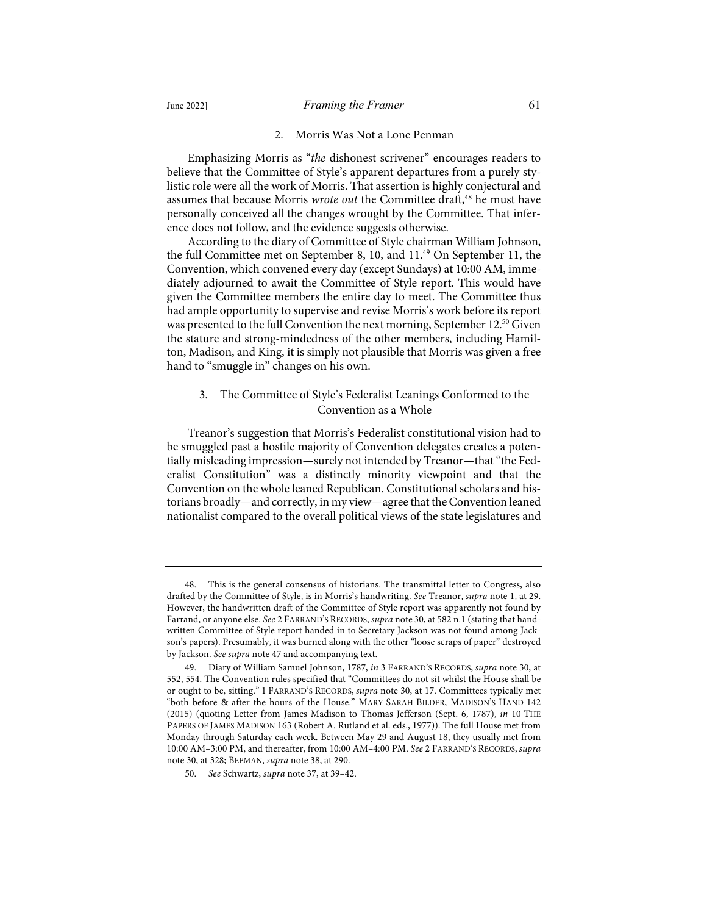### 2. Morris Was Not a Lone Penman

Emphasizing Morris as "*the* dishonest scrivener" encourages readers to believe that the Committee of Style's apparent departures from a purely stylistic role were all the work of Morris. That assertion is highly conjectural and assumes that because Morris *wrote out* the Committee draft,[48] he must have personally conceived all the changes wrought by the Committee. That inference does not follow, and the evidence suggests otherwise.

According to the diary of Committee of Style chairman William Johnson, the full Committee met on September 8, 10, and 11.[49] On September 11, the Convention, which convened every day (except Sundays) at 10:00 AM, immediately adjourned to await the Committee of Style report. This would have given the Committee members the entire day to meet. The Committee thus had ample opportunity to supervise and revise Morris's work before its report was presented to the full Convention the next morning, September 12.[50] Given the stature and strong-mindedness of the other members, including Hamilton, Madison, and King, it is simply not plausible that Morris was given a free hand to "smuggle in" changes on his own.

### 3. The Committee of Style's Federalist Leanings Conformed to the Convention as a Whole

Treanor's suggestion that Morris's Federalist constitutional vision had to be smuggled past a hostile majority of Convention delegates creates a potentially misleading impression—surely not intended by Treanor—that "the Federalist Constitution" was a distinctly minority viewpoint and that the Convention on the whole leaned Republican. Constitutional scholars and historians broadly—and correctly, in my view—agree that the Convention leaned nationalist compared to the overall political views of the state legislatures and

---

48. This is the general consensus of historians. The transmittal letter to Congress, also drafted by the Committee of Style, is in Morris's handwriting. *See* Treanor, *supra* note 1, at 29. However, the handwritten draft of the Committee of Style report was apparently not found by Farrand, or anyone else. *See* 2 FARRAND'S RECORDS, *supra* note 30, at 582 n.1 (stating that handwritten Committee of Style report handed in to Secretary Jackson was not found among Jackson's papers). Presumably, it was burned along with the other "loose scraps of paper" destroyed by Jackson. *See supra* note 47 and accompanying text.

49. Diary of William Samuel Johnson, 1787, *in* 3 FARRAND'S RECORDS, *supra* note 30, at 552, 554. The Convention rules specified that "Committees do not sit whilst the House shall be or ought to be, sitting." 1 FARRAND'S RECORDS, *supra* note 30, at 17. Committees typically met "both before & after the hours of the House." MARY SARAH BILDER, MADISON'S HAND 142 (2015) (quoting Letter from James Madison to Thomas Jefferson (Sept. 6, 1787), *in* 10 THE PAPERS OF JAMES MADISON 163 (Robert A. Rutland et al. eds., 1977)). The full House met from Monday through Saturday each week. Between May 29 and August 18, they usually met from 10:00 AM–3:00 PM, and thereafter, from 10:00 AM–4:00 PM. *See* 2 FARRAND'S RECORDS, *supra* note 30, at 328; BEEMAN, *supra* note 38, at 290.

50. *See* Schwartz, *supra* note 37, at 39–42.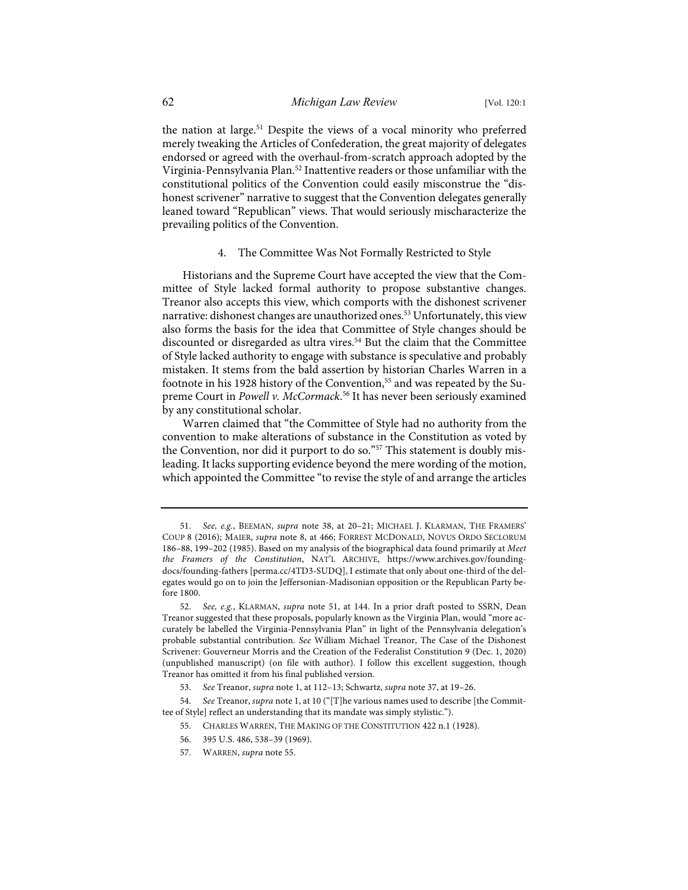the nation at large.[51] Despite the views of a vocal minority who preferred merely tweaking the Articles of Confederation, the great majority of delegates endorsed or agreed with the overhaul-from-scratch approach adopted by the Virginia-Pennsylvania Plan.[52] Inattentive readers or those unfamiliar with the constitutional politics of the Convention could easily misconstrue the "dishonest scrivener" narrative to suggest that the Convention delegates generally leaned toward "Republican" views. That would seriously mischaracterize the prevailing politics of the Convention.

#### 4. The Committee Was Not Formally Restricted to Style

Historians and the Supreme Court have accepted the view that the Committee of Style lacked formal authority to propose substantive changes. Treanor also accepts this view, which comports with the dishonest scrivener narrative: dishonest changes are unauthorized ones.[53] Unfortunately, this view also forms the basis for the idea that Committee of Style changes should be discounted or disregarded as ultra vires.[54] But the claim that the Committee of Style lacked authority to engage with substance is speculative and probably mistaken. It stems from the bald assertion by historian Charles Warren in a footnote in his 1928 history of the Convention,[55] and was repeated by the Supreme Court in *Powell v. McCormack*.[56] It has never been seriously examined by any constitutional scholar.

Warren claimed that "the Committee of Style had no authority from the convention to make alterations of substance in the Constitution as voted by the Convention, nor did it purport to do so."[57] This statement is doubly misleading. It lacks supporting evidence beyond the mere wording of the motion, which appointed the Committee "to revise the style of and arrange the articles

---

51. *See, e.g.*, BEEMAN, *supra* note 38, at 20–21; MICHAEL J. KLARMAN, THE FRAMERS' COUP 8 (2016); MAIER, *supra* note 8, at 466; FORREST MCDONALD, NOVUS ORDO SECLORUM 186–88, 199–202 (1985). Based on my analysis of the biographical data found primarily at *Meet the Framers of the Constitution*, NAT'L ARCHIVE, https://www.archives.gov/founding-docs/founding-fathers [perma.cc/4TD3-SUDQ], I estimate that only about one-third of the delegates would go on to join the Jeffersonian-Madisonian opposition or the Republican Party before 1800.

52. *See, e.g.*, KLARMAN, *supra* note 51, at 144. In a prior draft posted to SSRN, Dean Treanor suggested that these proposals, popularly known as the Virginia Plan, would "more accurately be labelled the Virginia-Pennsylvania Plan" in light of the Pennsylvania delegation's probable substantial contribution. *See* William Michael Treanor, The Case of the Dishonest Scrivener: Gouverneur Morris and the Creation of the Federalist Constitution 9 (Dec. 1, 2020) (unpublished manuscript) (on file with author). I follow this excellent suggestion, though Treanor has omitted it from his final published version.

53. *See* Treanor, *supra* note 1, at 112–13; Schwartz, *supra* note 37, at 19–26.

54. *See* Treanor, *supra* note 1, at 10 ("[T]he various names used to describe [the Committee of Style] reflect an understanding that its mandate was simply stylistic.").

55. CHARLES WARREN, THE MAKING OF THE CONSTITUTION 422 n.1 (1928).

56. 395 U.S. 486, 538–39 (1969).

57. WARREN, *supra* note 55.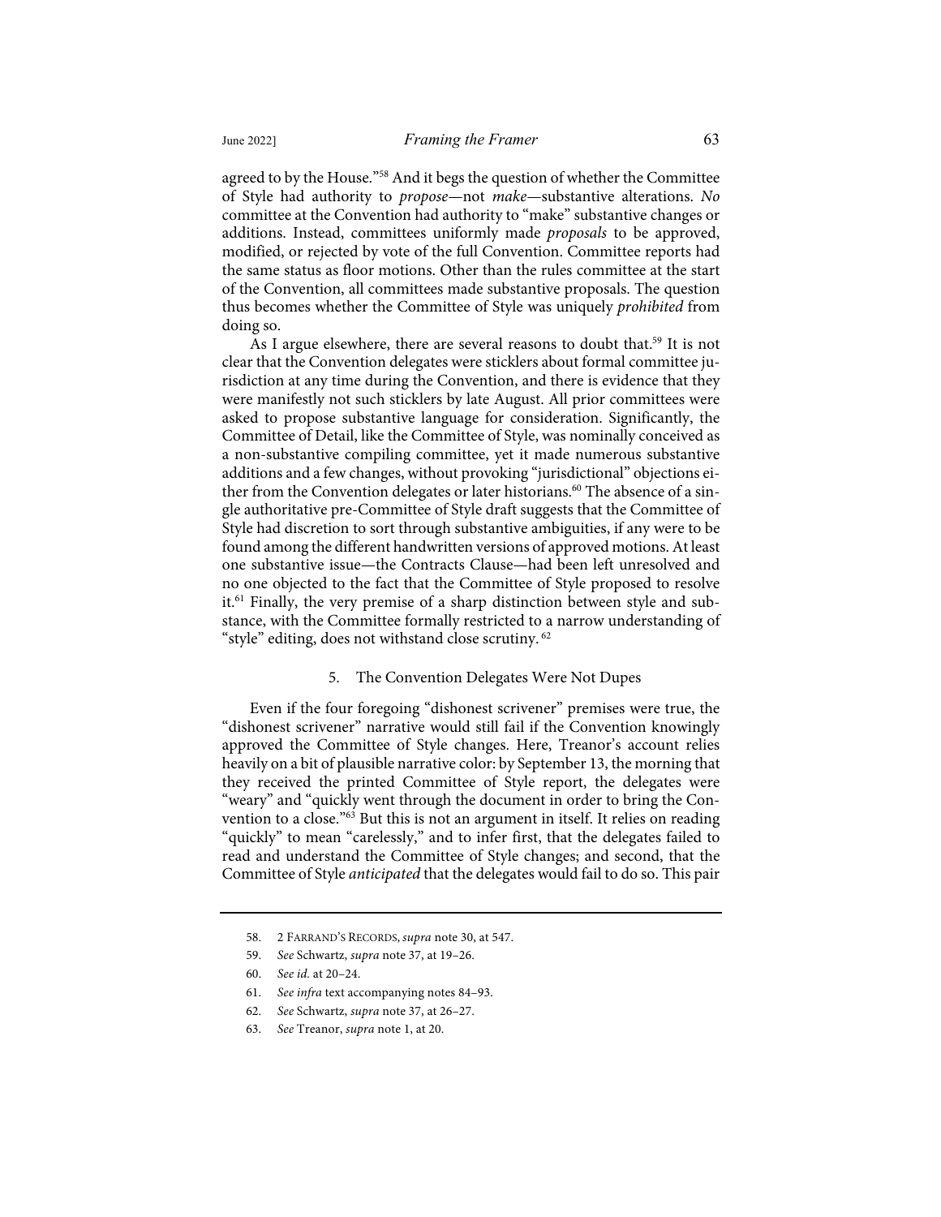agreed to by the House."[58] And it begs the question of whether the Committee of Style had authority to *propose*—not *make*—substantive alterations. *No* committee at the Convention had authority to "make" substantive changes or additions. Instead, committees uniformly made *proposals* to be approved, modified, or rejected by vote of the full Convention. Committee reports had the same status as floor motions. Other than the rules committee at the start of the Convention, all committees made substantive proposals. The question thus becomes whether the Committee of Style was uniquely *prohibited* from doing so.

As I argue elsewhere, there are several reasons to doubt that.[59] It is not clear that the Convention delegates were sticklers about formal committee jurisdiction at any time during the Convention, and there is evidence that they were manifestly not such sticklers by late August. All prior committees were asked to propose substantive language for consideration. Significantly, the Committee of Detail, like the Committee of Style, was nominally conceived as a non-substantive compiling committee, yet it made numerous substantive additions and a few changes, without provoking "jurisdictional" objections either from the Convention delegates or later historians.[60] The absence of a single authoritative pre-Committee of Style draft suggests that the Committee of Style had discretion to sort through substantive ambiguities, if any were to be found among the different handwritten versions of approved motions. At least one substantive issue—the Contracts Clause—had been left unresolved and no one objected to the fact that the Committee of Style proposed to resolve it.[61] Finally, the very premise of a sharp distinction between style and substance, with the Committee formally restricted to a narrow understanding of "style" editing, does not withstand close scrutiny.[62]

### 5. The Convention Delegates Were Not Dupes

Even if the four foregoing "dishonest scrivener" premises were true, the "dishonest scrivener" narrative would still fail if the Convention knowingly approved the Committee of Style changes. Here, Treanor's account relies heavily on a bit of plausible narrative color: by September 13, the morning that they received the printed Committee of Style report, the delegates were "weary" and "quickly went through the document in order to bring the Convention to a close."[63] But this is not an argument in itself. It relies on reading "quickly" to mean "carelessly," and to infer first, that the delegates failed to read and understand the Committee of Style changes; and second, that the Committee of Style *anticipated* that the delegates would fail to do so. This pair

---

58. 2 FARRAND'S RECORDS, *supra* note 30, at 547.

59. *See* Schwartz, *supra* note 37, at 19–26.

60. *See id.* at 20–24.

61. *See infra* text accompanying notes 84–93.

62. *See* Schwartz, *supra* note 37, at 26–27.

63. *See* Treanor, *supra* note 1, at 20.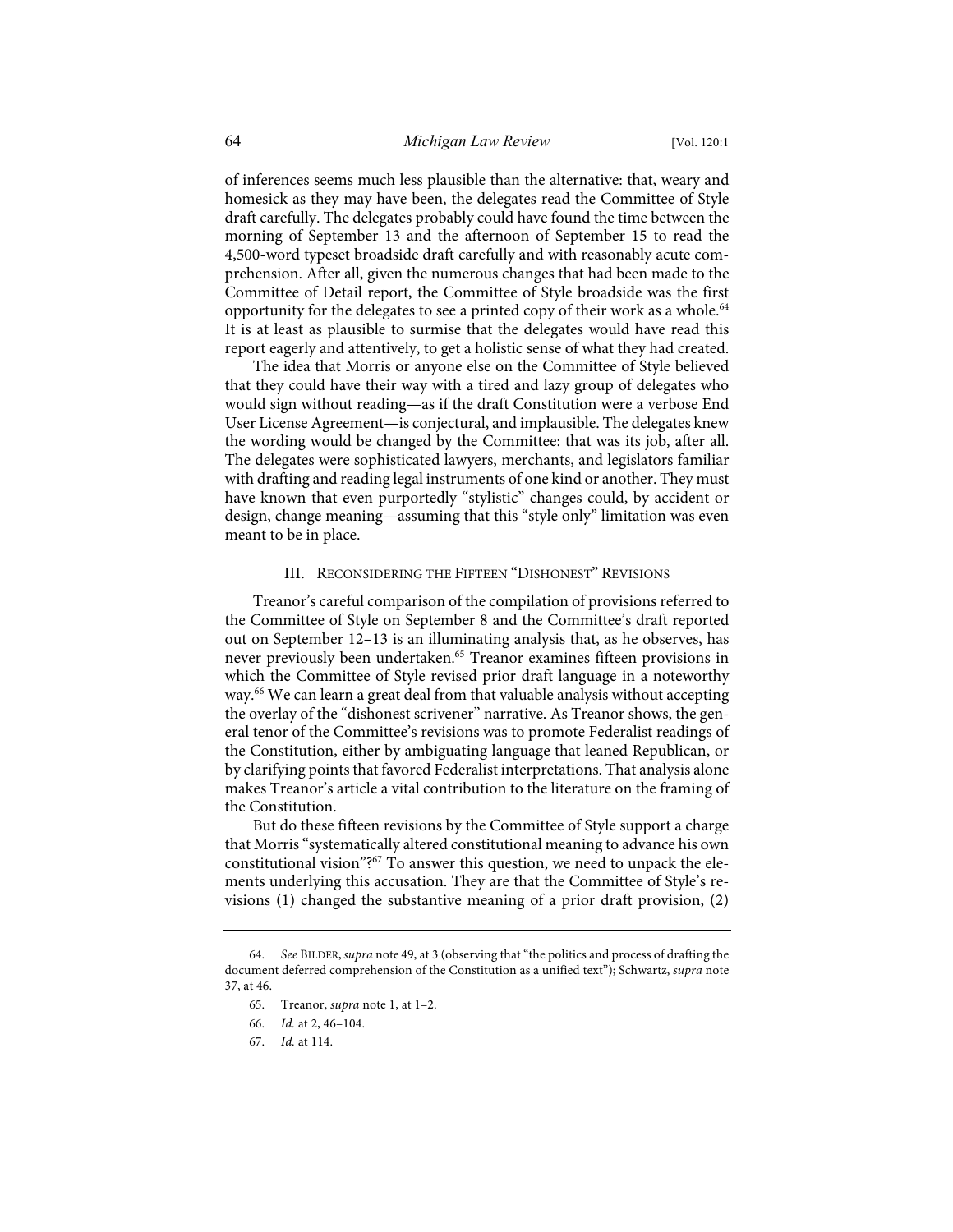of inferences seems much less plausible than the alternative: that, weary and homesick as they may have been, the delegates read the Committee of Style draft carefully. The delegates probably could have found the time between the morning of September 13 and the afternoon of September 15 to read the 4,500-word typeset broadside draft carefully and with reasonably acute comprehension. After all, given the numerous changes that had been made to the Committee of Detail report, the Committee of Style broadside was the first opportunity for the delegates to see a printed copy of their work as a whole.[64] It is at least as plausible to surmise that the delegates would have read this report eagerly and attentively, to get a holistic sense of what they had created.

The idea that Morris or anyone else on the Committee of Style believed that they could have their way with a tired and lazy group of delegates who would sign without reading—as if the draft Constitution were a verbose End User License Agreement—is conjectural, and implausible. The delegates knew the wording would be changed by the Committee: that was its job, after all. The delegates were sophisticated lawyers, merchants, and legislators familiar with drafting and reading legal instruments of one kind or another. They must have known that even purportedly "stylistic" changes could, by accident or design, change meaning—assuming that this "style only" limitation was even meant to be in place.

## III. Reconsidering the Fifteen "Dishonest" Revisions

Treanor's careful comparison of the compilation of provisions referred to the Committee of Style on September 8 and the Committee's draft reported out on September 12–13 is an illuminating analysis that, as he observes, has never previously been undertaken.[65] Treanor examines fifteen provisions in which the Committee of Style revised prior draft language in a noteworthy way.[66] We can learn a great deal from that valuable analysis without accepting the overlay of the "dishonest scrivener" narrative. As Treanor shows, the general tenor of the Committee's revisions was to promote Federalist readings of the Constitution, either by ambiguating language that leaned Republican, or by clarifying points that favored Federalist interpretations. That analysis alone makes Treanor's article a vital contribution to the literature on the framing of the Constitution.

But do these fifteen revisions by the Committee of Style support a charge that Morris "systematically altered constitutional meaning to advance his own constitutional vision"?[67] To answer this question, we need to unpack the elements underlying this accusation. They are that the Committee of Style's revisions (1) changed the substantive meaning of a prior draft provision, (2)

---

64. *See* Bilder, *supra* note 49, at 3 (observing that "the politics and process of drafting the document deferred comprehension of the Constitution as a unified text"); Schwartz, *supra* note 37, at 46.

65. Treanor, *supra* note 1, at 1–2.

66. *Id.* at 2, 46–104.

67. *Id.* at 114.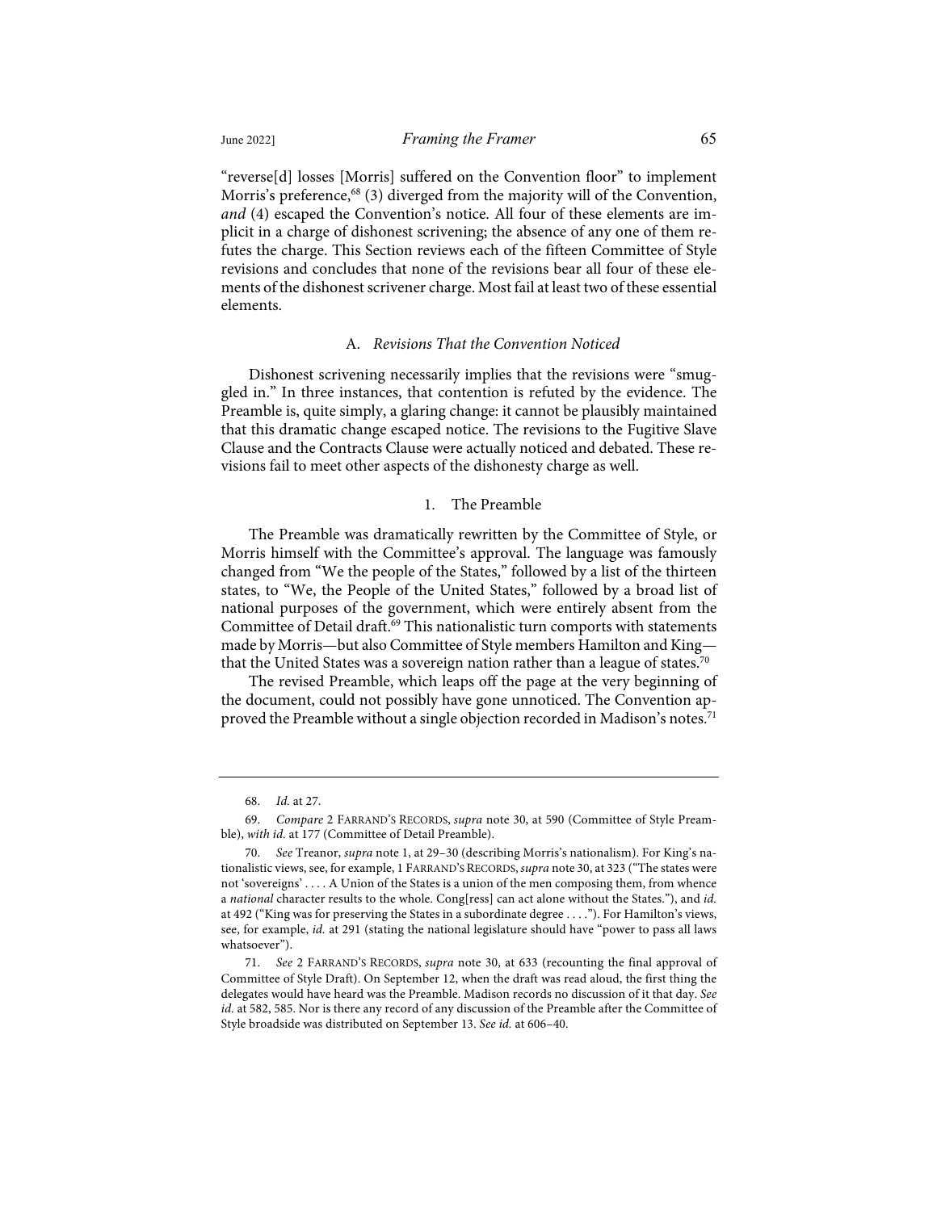"reverse[d] losses [Morris] suffered on the Convention floor" to implement Morris's preference,[68] (3) diverged from the majority will of the Convention, *and* (4) escaped the Convention's notice. All four of these elements are implicit in a charge of dishonest scrivening; the absence of any one of them refutes the charge. This Section reviews each of the fifteen Committee of Style revisions and concludes that none of the revisions bear all four of these elements of the dishonest scrivener charge. Most fail at least two of these essential elements.

### A. *Revisions That the Convention Noticed*

Dishonest scrivening necessarily implies that the revisions were "smuggled in." In three instances, that contention is refuted by the evidence. The Preamble is, quite simply, a glaring change: it cannot be plausibly maintained that this dramatic change escaped notice. The revisions to the Fugitive Slave Clause and the Contracts Clause were actually noticed and debated. These revisions fail to meet other aspects of the dishonesty charge as well.

#### 1. The Preamble

The Preamble was dramatically rewritten by the Committee of Style, or Morris himself with the Committee's approval. The language was famously changed from "We the people of the States," followed by a list of the thirteen states, to "We, the People of the United States," followed by a broad list of national purposes of the government, which were entirely absent from the Committee of Detail draft.[69] This nationalistic turn comports with statements made by Morris—but also Committee of Style members Hamilton and King—that the United States was a sovereign nation rather than a league of states.[70]

The revised Preamble, which leaps off the page at the very beginning of the document, could not possibly have gone unnoticed. The Convention approved the Preamble without a single objection recorded in Madison's notes.[71]

---

68. *Id.* at 27.

69. *Compare* 2 FARRAND'S RECORDS, *supra* note 30, at 590 (Committee of Style Preamble), *with id.* at 177 (Committee of Detail Preamble).

70. *See* Treanor, *supra* note 1, at 29–30 (describing Morris's nationalism). For King's nationalistic views, see, for example, 1 FARRAND'S RECORDS, *supra* note 30, at 323 ("The states were not 'sovereigns' . . . . A Union of the States is a union of the men composing them, from whence a *national* character results to the whole. Cong[ress] can act alone without the States."), and *id.* at 492 ("King was for preserving the States in a subordinate degree . . . ."). For Hamilton's views, see, for example, *id.* at 291 (stating the national legislature should have "power to pass all laws whatsoever").

71. *See* 2 FARRAND'S RECORDS, *supra* note 30, at 633 (recounting the final approval of Committee of Style Draft). On September 12, when the draft was read aloud, the first thing the delegates would have heard was the Preamble. Madison records no discussion of it that day. *See id.* at 582, 585. Nor is there any record of any discussion of the Preamble after the Committee of Style broadside was distributed on September 13. *See id.* at 606–40.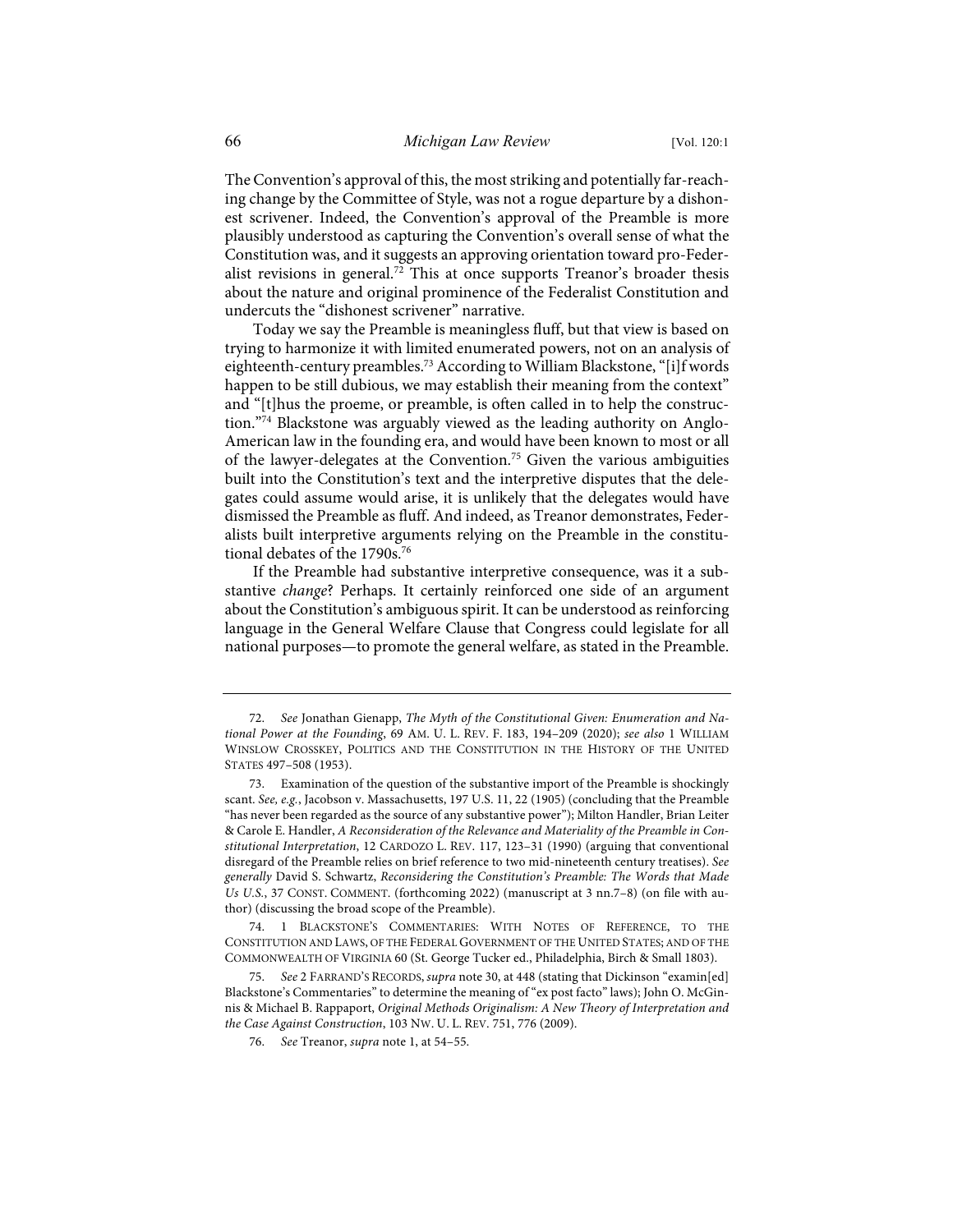The Convention's approval of this, the most striking and potentially far-reaching change by the Committee of Style, was not a rogue departure by a dishonest scrivener. Indeed, the Convention's approval of the Preamble is more plausibly understood as capturing the Convention's overall sense of what the Constitution was, and it suggests an approving orientation toward pro-Federalist revisions in general.[72] This at once supports Treanor's broader thesis about the nature and original prominence of the Federalist Constitution and undercuts the "dishonest scrivener" narrative.

Today we say the Preamble is meaningless fluff, but that view is based on trying to harmonize it with limited enumerated powers, not on an analysis of eighteenth-century preambles.[73] According to William Blackstone, "[i]f words happen to be still dubious, we may establish their meaning from the context" and "[t]hus the proeme, or preamble, is often called in to help the construction."[74] Blackstone was arguably viewed as the leading authority on Anglo-American law in the founding era, and would have been known to most or all of the lawyer-delegates at the Convention.[75] Given the various ambiguities built into the Constitution's text and the interpretive disputes that the delegates could assume would arise, it is unlikely that the delegates would have dismissed the Preamble as fluff. And indeed, as Treanor demonstrates, Federalists built interpretive arguments relying on the Preamble in the constitutional debates of the 1790s.[76]

If the Preamble had substantive interpretive consequence, was it a substantive *change*? Perhaps. It certainly reinforced one side of an argument about the Constitution's ambiguous spirit. It can be understood as reinforcing language in the General Welfare Clause that Congress could legislate for all national purposes—to promote the general welfare, as stated in the Preamble.

---

72. *See* Jonathan Gienapp, *The Myth of the Constitutional Given: Enumeration and National Power at the Founding*, 69 AM. U. L. REV. F. 183, 194–209 (2020); *see also* 1 WILLIAM WINSLOW CROSSKEY, POLITICS AND THE CONSTITUTION IN THE HISTORY OF THE UNITED STATES 497–508 (1953).

73. Examination of the question of the substantive import of the Preamble is shockingly scant. *See, e.g.*, Jacobson v. Massachusetts, 197 U.S. 11, 22 (1905) (concluding that the Preamble "has never been regarded as the source of any substantive power"); Milton Handler, Brian Leiter & Carole E. Handler, *A Reconsideration of the Relevance and Materiality of the Preamble in Constitutional Interpretation*, 12 CARDOZO L. REV. 117, 123–31 (1990) (arguing that conventional disregard of the Preamble relies on brief reference to two mid-nineteenth century treatises). *See generally* David S. Schwartz, *Reconsidering the Constitution's Preamble: The Words that Made Us U.S.*, 37 CONST. COMMENT. (forthcoming 2022) (manuscript at 3 nn.7–8) (on file with author) (discussing the broad scope of the Preamble).

74. 1 BLACKSTONE'S COMMENTARIES: WITH NOTES OF REFERENCE, TO THE CONSTITUTION AND LAWS, OF THE FEDERAL GOVERNMENT OF THE UNITED STATES; AND OF THE COMMONWEALTH OF VIRGINIA 60 (St. George Tucker ed., Philadelphia, Birch & Small 1803).

75. *See* 2 FARRAND'S RECORDS, *supra* note 30, at 448 (stating that Dickinson "examin[ed] Blackstone's Commentaries" to determine the meaning of "ex post facto" laws); John O. McGinnis & Michael B. Rappaport, *Original Methods Originalism: A New Theory of Interpretation and the Case Against Construction*, 103 NW. U. L. REV. 751, 776 (2009).

76. *See* Treanor, *supra* note 1, at 54–55.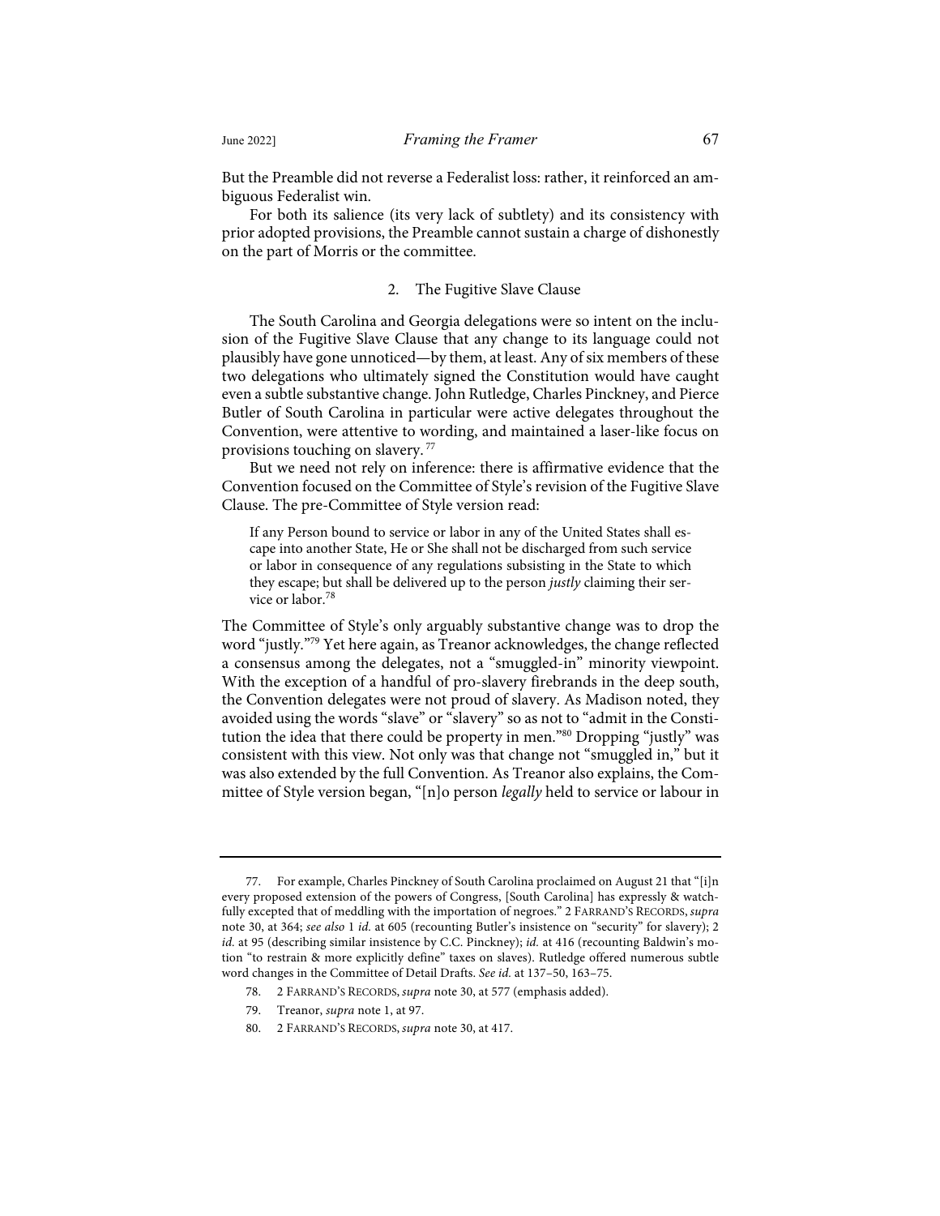But the Preamble did not reverse a Federalist loss: rather, it reinforced an ambiguous Federalist win.

For both its salience (its very lack of subtlety) and its consistency with prior adopted provisions, the Preamble cannot sustain a charge of dishonestly on the part of Morris or the committee.

#### 2. The Fugitive Slave Clause

The South Carolina and Georgia delegations were so intent on the inclusion of the Fugitive Slave Clause that any change to its language could not plausibly have gone unnoticed—by them, at least. Any of six members of these two delegations who ultimately signed the Constitution would have caught even a subtle substantive change. John Rutledge, Charles Pinckney, and Pierce Butler of South Carolina in particular were active delegates throughout the Convention, were attentive to wording, and maintained a laser-like focus on provisions touching on slavery.[77]

But we need not rely on inference: there is affirmative evidence that the Convention focused on the Committee of Style's revision of the Fugitive Slave Clause. The pre-Committee of Style version read:

> If any Person bound to service or labor in any of the United States shall escape into another State, He or She shall not be discharged from such service or labor in consequence of any regulations subsisting in the State to which they escape; but shall be delivered up to the person *justly* claiming their service or labor.[78]

The Committee of Style's only arguably substantive change was to drop the word "justly."[79] Yet here again, as Treanor acknowledges, the change reflected a consensus among the delegates, not a "smuggled-in" minority viewpoint. With the exception of a handful of pro-slavery firebrands in the deep south, the Convention delegates were not proud of slavery. As Madison noted, they avoided using the words "slave" or "slavery" so as not to "admit in the Constitution the idea that there could be property in men."[80] Dropping "justly" was consistent with this view. Not only was that change not "smuggled in," but it was also extended by the full Convention. As Treanor also explains, the Committee of Style version began, "[n]o person *legally* held to service or labour in

---

77. For example, Charles Pinckney of South Carolina proclaimed on August 21 that "[i]n every proposed extension of the powers of Congress, [South Carolina] has expressly & watchfully excepted that of meddling with the importation of negroes." 2 FARRAND'S RECORDS, *supra* note 30, at 364; *see also* 1 *id.* at 605 (recounting Butler's insistence on "security" for slavery); 2 *id.* at 95 (describing similar insistence by C.C. Pinckney); *id.* at 416 (recounting Baldwin's motion "to restrain & more explicitly define" taxes on slaves). Rutledge offered numerous subtle word changes in the Committee of Detail Drafts. *See id.* at 137–50, 163–75.

78. 2 FARRAND'S RECORDS, *supra* note 30, at 577 (emphasis added).

79. Treanor, *supra* note 1, at 97.

80. 2 FARRAND'S RECORDS, *supra* note 30, at 417.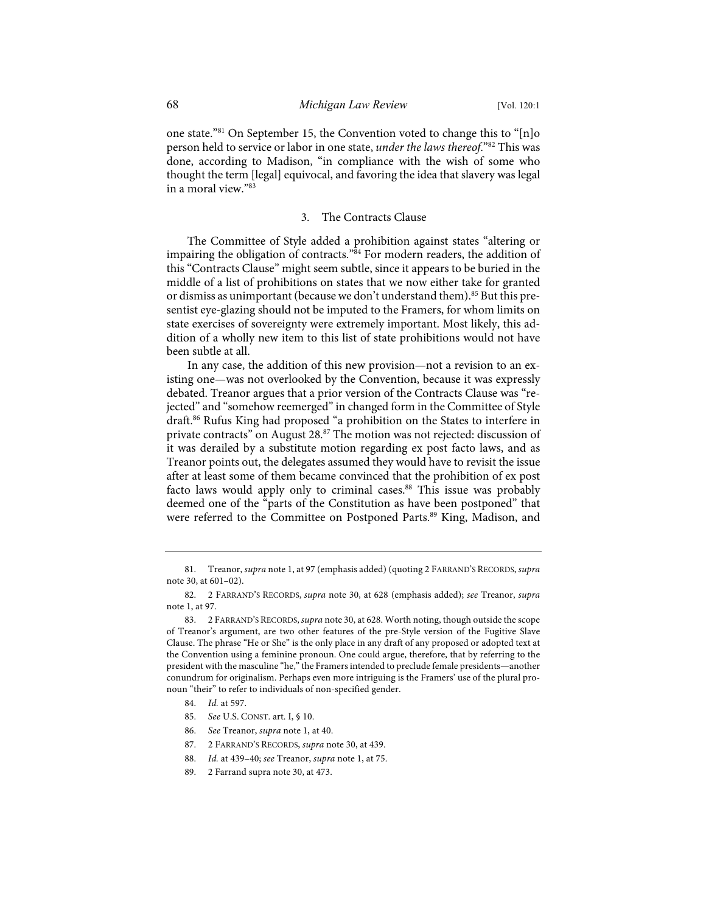one state."[81] On September 15, the Convention voted to change this to "[n]o person held to service or labor in one state, *under the laws thereof*."[82] This was done, according to Madison, "in compliance with the wish of some who thought the term [legal] equivocal, and favoring the idea that slavery was legal in a moral view."[83]

### 3. The Contracts Clause

The Committee of Style added a prohibition against states "altering or impairing the obligation of contracts."[84] For modern readers, the addition of this "Contracts Clause" might seem subtle, since it appears to be buried in the middle of a list of prohibitions on states that we now either take for granted or dismiss as unimportant (because we don't understand them).[85] But this presentist eye-glazing should not be imputed to the Framers, for whom limits on state exercises of sovereignty were extremely important. Most likely, this addition of a wholly new item to this list of state prohibitions would not have been subtle at all.

In any case, the addition of this new provision—not a revision to an existing one—was not overlooked by the Convention, because it was expressly debated. Treanor argues that a prior version of the Contracts Clause was "rejected" and "somehow reemerged" in changed form in the Committee of Style draft.[86] Rufus King had proposed "a prohibition on the States to interfere in private contracts" on August 28.[87] The motion was not rejected: discussion of it was derailed by a substitute motion regarding ex post facto laws, and as Treanor points out, the delegates assumed they would have to revisit the issue after at least some of them became convinced that the prohibition of ex post facto laws would apply only to criminal cases.[88] This issue was probably deemed one of the "parts of the Constitution as have been postponed" that were referred to the Committee on Postponed Parts.[89] King, Madison, and

---

81. Treanor, *supra* note 1, at 97 (emphasis added) (quoting 2 FARRAND'S RECORDS, *supra* note 30, at 601–02).

82. 2 FARRAND'S RECORDS, *supra* note 30, at 628 (emphasis added); *see* Treanor, *supra* note 1, at 97.

83. 2 FARRAND'S RECORDS, *supra* note 30, at 628. Worth noting, though outside the scope of Treanor's argument, are two other features of the pre-Style version of the Fugitive Slave Clause. The phrase "He or She" is the only place in any draft of any proposed or adopted text at the Convention using a feminine pronoun. One could argue, therefore, that by referring to the president with the masculine "he," the Framers intended to preclude female presidents—another conundrum for originalism. Perhaps even more intriguing is the Framers' use of the plural pronoun "their" to refer to individuals of non-specified gender.

84. *Id.* at 597.

85. *See* U.S. CONST. art. I, § 10.

86. *See* Treanor, *supra* note 1, at 40.

87. 2 FARRAND'S RECORDS, *supra* note 30, at 439.

88. *Id.* at 439–40; *see* Treanor, *supra* note 1, at 75.

89. 2 Farrand supra note 30, at 473.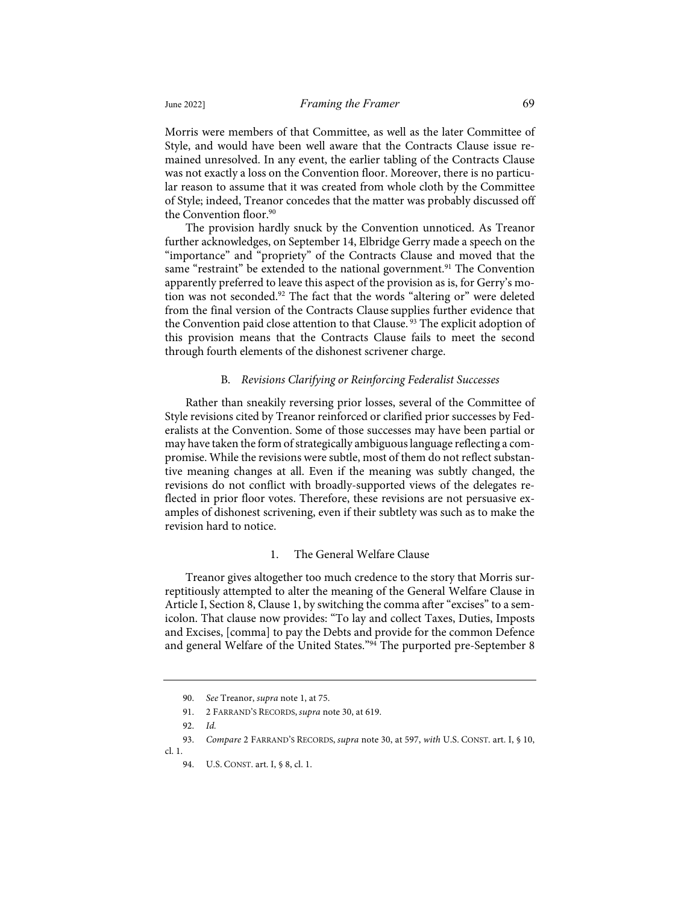Morris were members of that Committee, as well as the later Committee of Style, and would have been well aware that the Contracts Clause issue remained unresolved. In any event, the earlier tabling of the Contracts Clause was not exactly a loss on the Convention floor. Moreover, there is no particular reason to assume that it was created from whole cloth by the Committee of Style; indeed, Treanor concedes that the matter was probably discussed off the Convention floor.[90]

The provision hardly snuck by the Convention unnoticed. As Treanor further acknowledges, on September 14, Elbridge Gerry made a speech on the "importance" and "propriety" of the Contracts Clause and moved that the same "restraint" be extended to the national government.[91] The Convention apparently preferred to leave this aspect of the provision as is, for Gerry's motion was not seconded.[92] The fact that the words "altering or" were deleted from the final version of the Contracts Clause supplies further evidence that the Convention paid close attention to that Clause.[93] The explicit adoption of this provision means that the Contracts Clause fails to meet the second through fourth elements of the dishonest scrivener charge.

### B. *Revisions Clarifying or Reinforcing Federalist Successes*

Rather than sneakily reversing prior losses, several of the Committee of Style revisions cited by Treanor reinforced or clarified prior successes by Federalists at the Convention. Some of those successes may have been partial or may have taken the form of strategically ambiguous language reflecting a compromise. While the revisions were subtle, most of them do not reflect substantive meaning changes at all. Even if the meaning was subtly changed, the revisions do not conflict with broadly-supported views of the delegates reflected in prior floor votes. Therefore, these revisions are not persuasive examples of dishonest scrivening, even if their subtlety was such as to make the revision hard to notice.

#### 1. The General Welfare Clause

Treanor gives altogether too much credence to the story that Morris surreptitiously attempted to alter the meaning of the General Welfare Clause in Article I, Section 8, Clause 1, by switching the comma after "excises" to a semicolon. That clause now provides: "To lay and collect Taxes, Duties, Imposts and Excises, [comma] to pay the Debts and provide for the common Defence and general Welfare of the United States."[94] The purported pre-September 8

---

90. *See* Treanor, *supra* note 1, at 75.

91. 2 FARRAND'S RECORDS, *supra* note 30, at 619.

92. *Id.*

93. *Compare* 2 FARRAND'S RECORDS, *supra* note 30, at 597, *with* U.S. CONST. art. I, § 10, cl. 1.

94. U.S. CONST. art. I, § 8, cl. 1.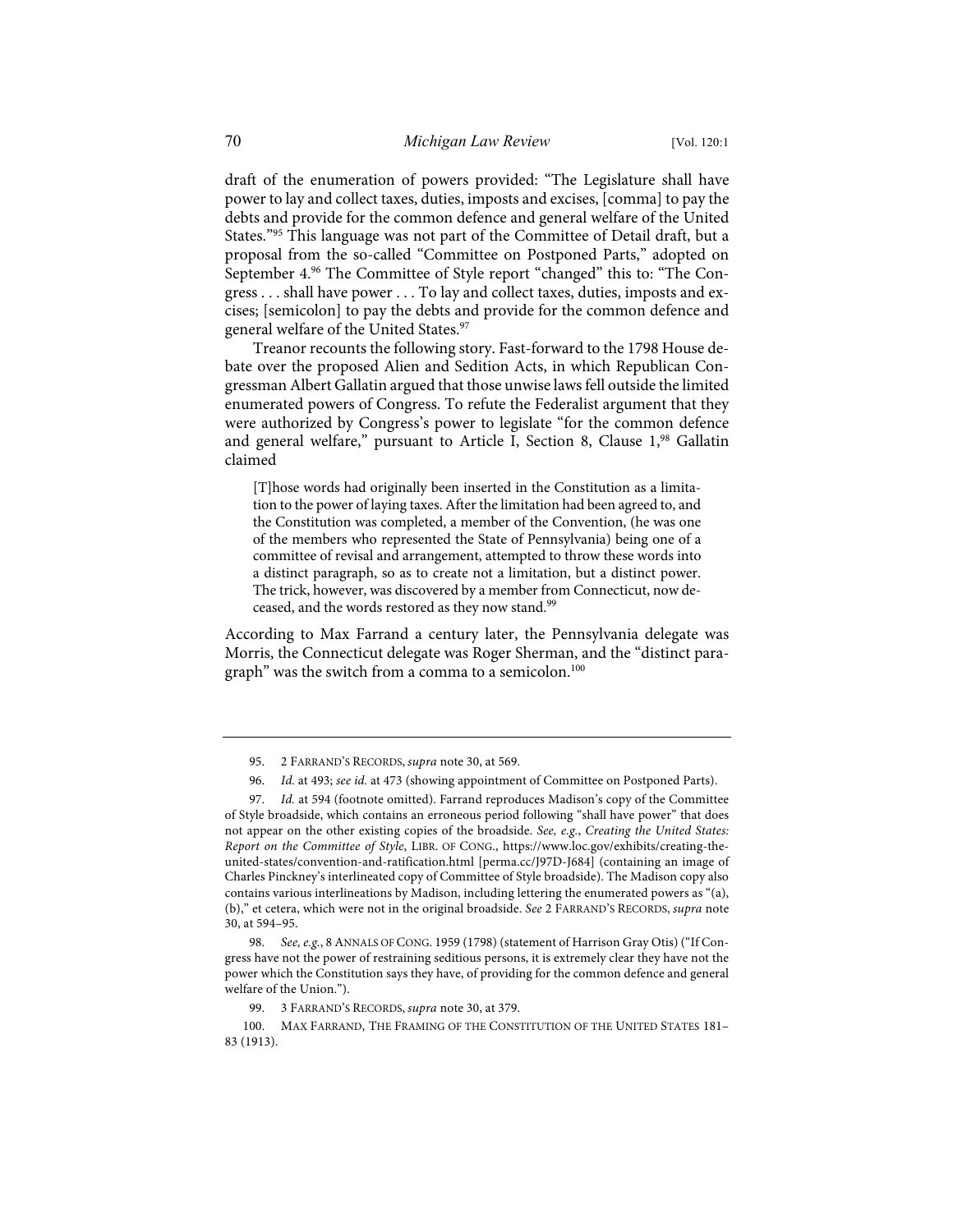draft of the enumeration of powers provided: "The Legislature shall have power to lay and collect taxes, duties, imposts and excises, [comma] to pay the debts and provide for the common defence and general welfare of the United States."[95] This language was not part of the Committee of Detail draft, but a proposal from the so-called "Committee on Postponed Parts," adopted on September 4.[96] The Committee of Style report "changed" this to: "The Congress . . . shall have power . . . To lay and collect taxes, duties, imposts and excises; [semicolon] to pay the debts and provide for the common defence and general welfare of the United States.[97]

Treanor recounts the following story. Fast-forward to the 1798 House debate over the proposed Alien and Sedition Acts, in which Republican Congressman Albert Gallatin argued that those unwise laws fell outside the limited enumerated powers of Congress. To refute the Federalist argument that they were authorized by Congress's power to legislate "for the common defence and general welfare," pursuant to Article I, Section 8, Clause 1,[98] Gallatin claimed

> [T]hose words had originally been inserted in the Constitution as a limitation to the power of laying taxes. After the limitation had been agreed to, and the Constitution was completed, a member of the Convention, (he was one of the members who represented the State of Pennsylvania) being one of a committee of revisal and arrangement, attempted to throw these words into a distinct paragraph, so as to create not a limitation, but a distinct power. The trick, however, was discovered by a member from Connecticut, now deceased, and the words restored as they now stand.[99]

According to Max Farrand a century later, the Pennsylvania delegate was Morris, the Connecticut delegate was Roger Sherman, and the "distinct paragraph" was the switch from a comma to a semicolon.[100]

---

95. 2 FARRAND'S RECORDS, *supra* note 30, at 569.

96. *Id.* at 493; *see id.* at 473 (showing appointment of Committee on Postponed Parts).

97. *Id.* at 594 (footnote omitted). Farrand reproduces Madison's copy of the Committee of Style broadside, which contains an erroneous period following "shall have power" that does not appear on the other existing copies of the broadside. *See, e.g.*, *Creating the United States: Report on the Committee of Style*, LIBR. OF CONG., https://www.loc.gov/exhibits/creating-the-united-states/convention-and-ratification.html [perma.cc/J97D-J684] (containing an image of Charles Pinckney's interlineated copy of Committee of Style broadside). The Madison copy also contains various interlineations by Madison, including lettering the enumerated powers as "(a), (b)," et cetera, which were not in the original broadside. *See* 2 FARRAND'S RECORDS, *supra* note 30, at 594–95.

98. *See, e.g.*, 8 ANNALS OF CONG. 1959 (1798) (statement of Harrison Gray Otis) ("If Congress have not the power of restraining seditious persons, it is extremely clear they have not the power which the Constitution says they have, of providing for the common defence and general welfare of the Union.").

99. 3 FARRAND'S RECORDS, *supra* note 30, at 379.

100. MAX FARRAND, THE FRAMING OF THE CONSTITUTION OF THE UNITED STATES 181–83 (1913).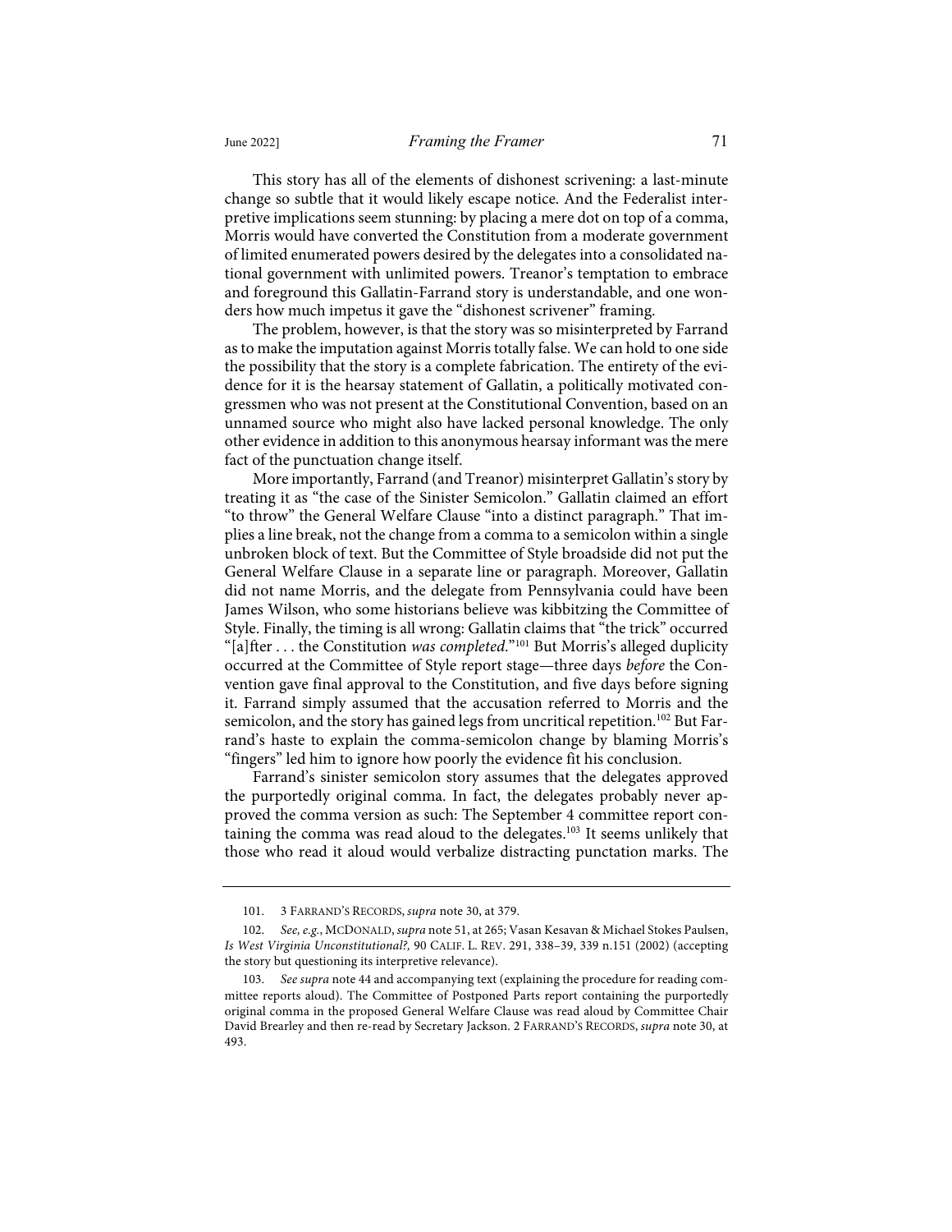This story has all of the elements of dishonest scrivening: a last-minute change so subtle that it would likely escape notice. And the Federalist interpretive implications seem stunning: by placing a mere dot on top of a comma, Morris would have converted the Constitution from a moderate government of limited enumerated powers desired by the delegates into a consolidated national government with unlimited powers. Treanor's temptation to embrace and foreground this Gallatin-Farrand story is understandable, and one wonders how much impetus it gave the "dishonest scrivener" framing.

The problem, however, is that the story was so misinterpreted by Farrand as to make the imputation against Morris totally false. We can hold to one side the possibility that the story is a complete fabrication. The entirety of the evidence for it is the hearsay statement of Gallatin, a politically motivated congressmen who was not present at the Constitutional Convention, based on an unnamed source who might also have lacked personal knowledge. The only other evidence in addition to this anonymous hearsay informant was the mere fact of the punctuation change itself.

More importantly, Farrand (and Treanor) misinterpret Gallatin's story by treating it as "the case of the Sinister Semicolon." Gallatin claimed an effort "to throw" the General Welfare Clause "into a distinct paragraph." That implies a line break, not the change from a comma to a semicolon within a single unbroken block of text. But the Committee of Style broadside did not put the General Welfare Clause in a separate line or paragraph. Moreover, Gallatin did not name Morris, and the delegate from Pennsylvania could have been James Wilson, who some historians believe was kibbitzing the Committee of Style. Finally, the timing is all wrong: Gallatin claims that "the trick" occurred "[a]fter . . . the Constitution *was completed*."[101] But Morris's alleged duplicity occurred at the Committee of Style report stage—three days *before* the Convention gave final approval to the Constitution, and five days before signing it. Farrand simply assumed that the accusation referred to Morris and the semicolon, and the story has gained legs from uncritical repetition.[102] But Farrand's haste to explain the comma-semicolon change by blaming Morris's "fingers" led him to ignore how poorly the evidence fit his conclusion.

Farrand's sinister semicolon story assumes that the delegates approved the purportedly original comma. In fact, the delegates probably never approved the comma version as such: The September 4 committee report containing the comma was read aloud to the delegates.[103] It seems unlikely that those who read it aloud would verbalize distracting punctation marks. The

---

101. 3 FARRAND'S RECORDS, *supra* note 30, at 379.

102. *See, e.g.*, MCDONALD, *supra* note 51, at 265; Vasan Kesavan & Michael Stokes Paulsen, *Is West Virginia Unconstitutional?*, 90 CALIF. L. REV. 291, 338–39, 339 n.151 (2002) (accepting the story but questioning its interpretive relevance).

103. *See supra* note 44 and accompanying text (explaining the procedure for reading committee reports aloud). The Committee of Postponed Parts report containing the purportedly original comma in the proposed General Welfare Clause was read aloud by Committee Chair David Brearley and then re-read by Secretary Jackson. 2 FARRAND'S RECORDS, *supra* note 30, at 493.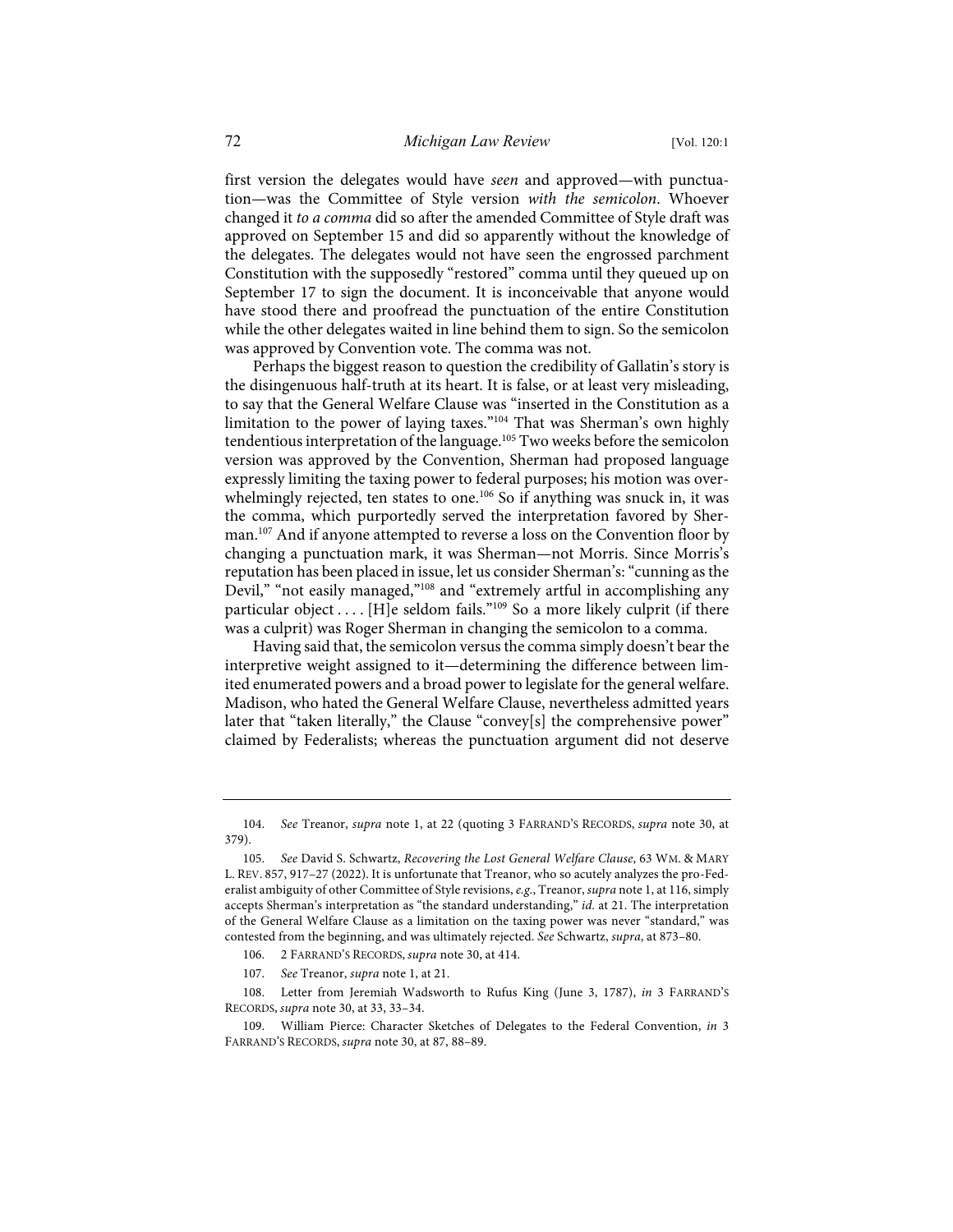first version the delegates would have *seen* and approved—with punctuation—was the Committee of Style version *with the semicolon*. Whoever changed it *to a comma* did so after the amended Committee of Style draft was approved on September 15 and did so apparently without the knowledge of the delegates. The delegates would not have seen the engrossed parchment Constitution with the supposedly "restored" comma until they queued up on September 17 to sign the document. It is inconceivable that anyone would have stood there and proofread the punctuation of the entire Constitution while the other delegates waited in line behind them to sign. So the semicolon was approved by Convention vote. The comma was not.

Perhaps the biggest reason to question the credibility of Gallatin's story is the disingenuous half-truth at its heart. It is false, or at least very misleading, to say that the General Welfare Clause was "inserted in the Constitution as a limitation to the power of laying taxes."[104] That was Sherman's own highly tendentious interpretation of the language.[105] Two weeks before the semicolon version was approved by the Convention, Sherman had proposed language expressly limiting the taxing power to federal purposes; his motion was overwhelmingly rejected, ten states to one.[106] So if anything was snuck in, it was the comma, which purportedly served the interpretation favored by Sherman.[107] And if anyone attempted to reverse a loss on the Convention floor by changing a punctuation mark, it was Sherman—not Morris. Since Morris's reputation has been placed in issue, let us consider Sherman's: "cunning as the Devil," "not easily managed,"[108] and "extremely artful in accomplishing any particular object . . . . [H]e seldom fails."[109] So a more likely culprit (if there was a culprit) was Roger Sherman in changing the semicolon to a comma.

Having said that, the semicolon versus the comma simply doesn't bear the interpretive weight assigned to it—determining the difference between limited enumerated powers and a broad power to legislate for the general welfare. Madison, who hated the General Welfare Clause, nevertheless admitted years later that "taken literally," the Clause "convey[s] the comprehensive power" claimed by Federalists; whereas the punctuation argument did not deserve

---

104. *See* Treanor, *supra* note 1, at 22 (quoting 3 FARRAND'S RECORDS, *supra* note 30, at 379).

105. *See* David S. Schwartz, *Recovering the Lost General Welfare Clause*, 63 WM. & MARY L. REV. 857, 917–27 (2022). It is unfortunate that Treanor, who so acutely analyzes the pro-Federalist ambiguity of other Committee of Style revisions, *e.g.*, Treanor, *supra* note 1, at 116, simply accepts Sherman's interpretation as "the standard understanding," *id.* at 21. The interpretation of the General Welfare Clause as a limitation on the taxing power was never "standard," was contested from the beginning, and was ultimately rejected. *See* Schwartz, *supra*, at 873–80.

106. 2 FARRAND'S RECORDS, *supra* note 30, at 414.

107. *See* Treanor, *supra* note 1, at 21.

108. Letter from Jeremiah Wadsworth to Rufus King (June 3, 1787), *in* 3 FARRAND'S RECORDS, *supra* note 30, at 33, 33–34.

109. William Pierce: Character Sketches of Delegates to the Federal Convention, *in* 3 FARRAND'S RECORDS, *supra* note 30, at 87, 88–89.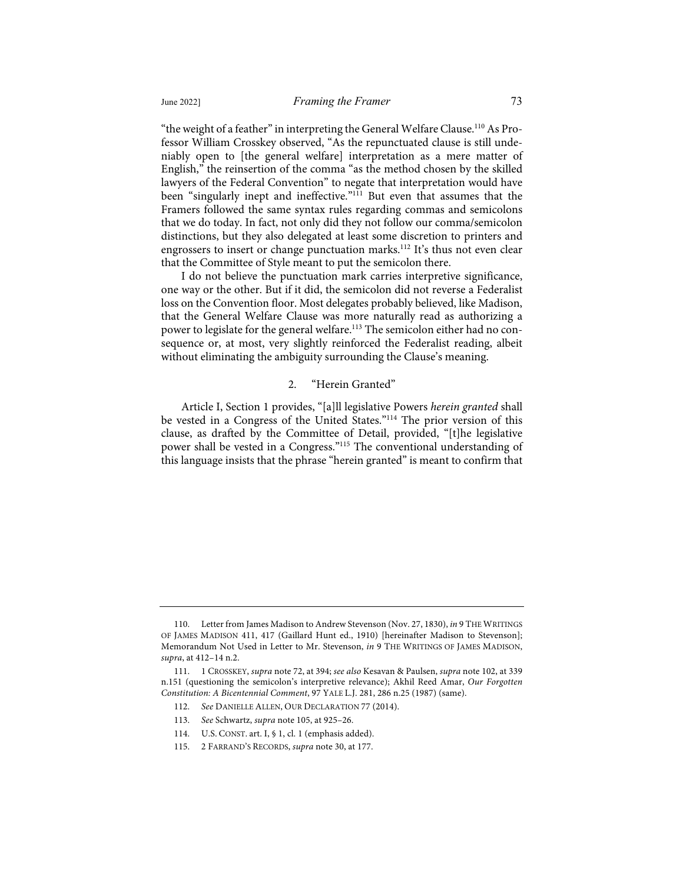"the weight of a feather" in interpreting the General Welfare Clause.[110] As Professor William Crosskey observed, "As the repunctuated clause is still undeniably open to [the general welfare] interpretation as a mere matter of English," the reinsertion of the comma "as the method chosen by the skilled lawyers of the Federal Convention" to negate that interpretation would have been "singularly inept and ineffective."[111] But even that assumes that the Framers followed the same syntax rules regarding commas and semicolons that we do today. In fact, not only did they not follow our comma/semicolon distinctions, but they also delegated at least some discretion to printers and engrossers to insert or change punctuation marks.[112] It's thus not even clear that the Committee of Style meant to put the semicolon there.

I do not believe the punctuation mark carries interpretive significance, one way or the other. But if it did, the semicolon did not reverse a Federalist loss on the Convention floor. Most delegates probably believed, like Madison, that the General Welfare Clause was more naturally read as authorizing a power to legislate for the general welfare.[113] The semicolon either had no consequence or, at most, very slightly reinforced the Federalist reading, albeit without eliminating the ambiguity surrounding the Clause's meaning.

### 2. "Herein Granted"

Article I, Section 1 provides, "[a]ll legislative Powers *herein granted* shall be vested in a Congress of the United States."[114] The prior version of this clause, as drafted by the Committee of Detail, provided, "[t]he legislative power shall be vested in a Congress."[115] The conventional understanding of this language insists that the phrase "herein granted" is meant to confirm that

---

110. Letter from James Madison to Andrew Stevenson (Nov. 27, 1830), *in* 9 THE WRITINGS OF JAMES MADISON 411, 417 (Gaillard Hunt ed., 1910) [hereinafter Madison to Stevenson]; Memorandum Not Used in Letter to Mr. Stevenson, *in* 9 THE WRITINGS OF JAMES MADISON, *supra*, at 412–14 n.2.

111. 1 CROSSKEY, *supra* note 72, at 394; *see also* Kesavan & Paulsen, *supra* note 102, at 339 n.151 (questioning the semicolon's interpretive relevance); Akhil Reed Amar, *Our Forgotten Constitution: A Bicentennial Comment*, 97 YALE L.J. 281, 286 n.25 (1987) (same).

112. *See* DANIELLE ALLEN, OUR DECLARATION 77 (2014).

113. *See* Schwartz, *supra* note 105, at 925–26.

114. U.S. CONST. art. I, § 1, cl. 1 (emphasis added).

115. 2 FARRAND'S RECORDS, *supra* note 30, at 177.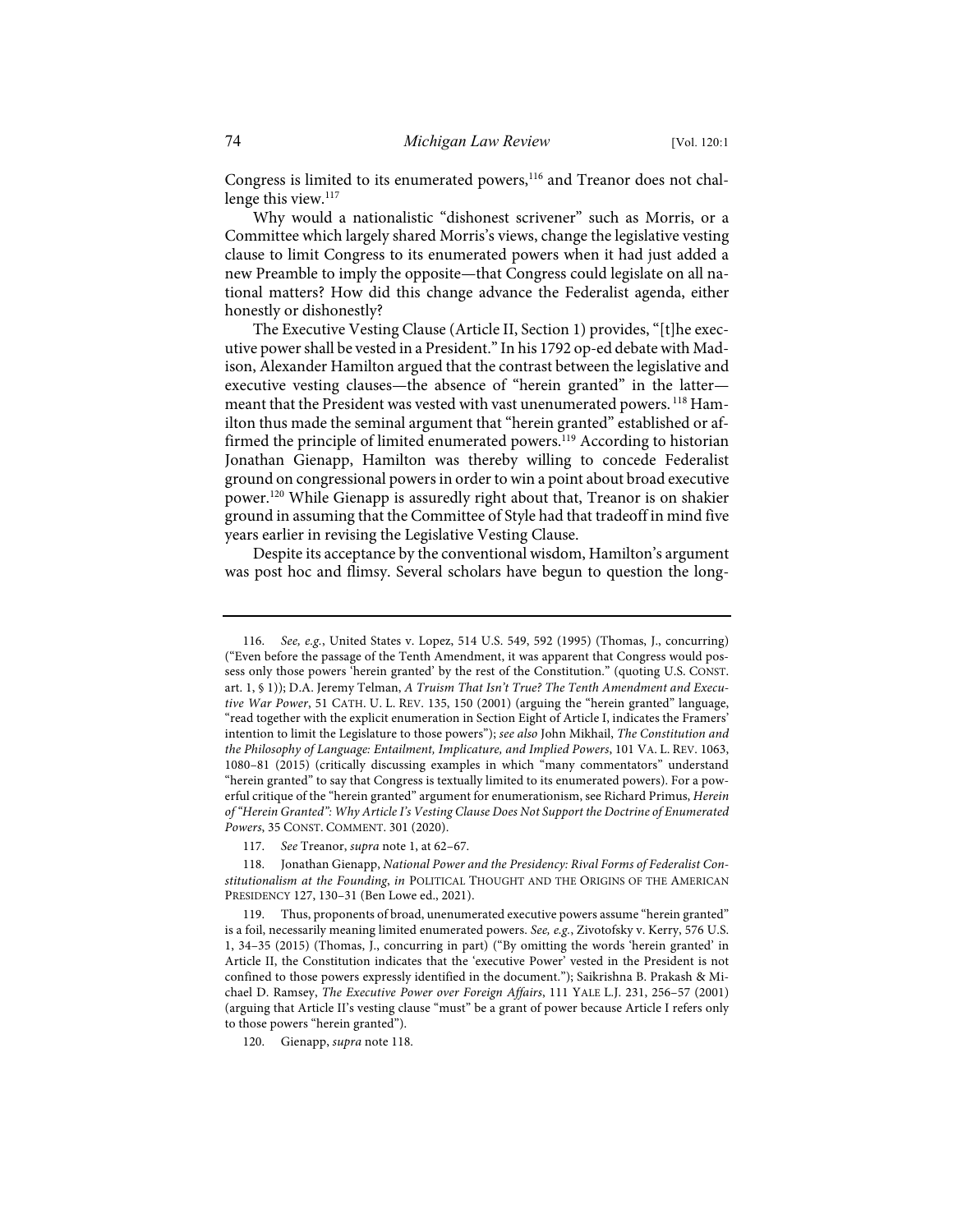Congress is limited to its enumerated powers,[116] and Treanor does not challenge this view.[117]

Why would a nationalistic "dishonest scrivener" such as Morris, or a Committee which largely shared Morris's views, change the legislative vesting clause to limit Congress to its enumerated powers when it had just added a new Preamble to imply the opposite—that Congress could legislate on all national matters? How did this change advance the Federalist agenda, either honestly or dishonestly?

The Executive Vesting Clause (Article II, Section 1) provides, "[t]he executive power shall be vested in a President." In his 1792 op-ed debate with Madison, Alexander Hamilton argued that the contrast between the legislative and executive vesting clauses—the absence of "herein granted" in the latter—meant that the President was vested with vast unenumerated powers.[118] Hamilton thus made the seminal argument that "herein granted" established or affirmed the principle of limited enumerated powers.[119] According to historian Jonathan Gienapp, Hamilton was thereby willing to concede Federalist ground on congressional powers in order to win a point about broad executive power.[120] While Gienapp is assuredly right about that, Treanor is on shakier ground in assuming that the Committee of Style had that tradeoff in mind five years earlier in revising the Legislative Vesting Clause.

Despite its acceptance by the conventional wisdom, Hamilton's argument was post hoc and flimsy. Several scholars have begun to question the long-

---

116. *See, e.g.*, United States v. Lopez, 514 U.S. 549, 592 (1995) (Thomas, J., concurring) ("Even before the passage of the Tenth Amendment, it was apparent that Congress would possess only those powers 'herein granted' by the rest of the Constitution." (quoting U.S. CONST. art. 1, § 1)); D.A. Jeremy Telman, *A Truism That Isn't True? The Tenth Amendment and Executive War Power*, 51 CATH. U. L. REV. 135, 150 (2001) (arguing the "herein granted" language, "read together with the explicit enumeration in Section Eight of Article I, indicates the Framers' intention to limit the Legislature to those powers"); *see also* John Mikhail, *The Constitution and the Philosophy of Language: Entailment, Implicature, and Implied Powers*, 101 VA. L. REV. 1063, 1080–81 (2015) (critically discussing examples in which "many commentators" understand "herein granted" to say that Congress is textually limited to its enumerated powers). For a powerful critique of the "herein granted" argument for enumerationism, see Richard Primus, *Herein of "Herein Granted": Why Article I's Vesting Clause Does Not Support the Doctrine of Enumerated Powers*, 35 CONST. COMMENT. 301 (2020).

117. *See* Treanor, *supra* note 1, at 62–67.

118. Jonathan Gienapp, *National Power and the Presidency: Rival Forms of Federalist Constitutionalism at the Founding*, *in* POLITICAL THOUGHT AND THE ORIGINS OF THE AMERICAN PRESIDENCY 127, 130–31 (Ben Lowe ed., 2021).

119. Thus, proponents of broad, unenumerated executive powers assume "herein granted" is a foil, necessarily meaning limited enumerated powers. *See, e.g.*, Zivotofsky v. Kerry, 576 U.S. 1, 34–35 (2015) (Thomas, J., concurring in part) ("By omitting the words 'herein granted' in Article II, the Constitution indicates that the 'executive Power' vested in the President is not confined to those powers expressly identified in the document."); Saikrishna B. Prakash & Michael D. Ramsey, *The Executive Power over Foreign Affairs*, 111 YALE L.J. 231, 256–57 (2001) (arguing that Article II's vesting clause "must" be a grant of power because Article I refers only to those powers "herein granted").

120. Gienapp, *supra* note 118.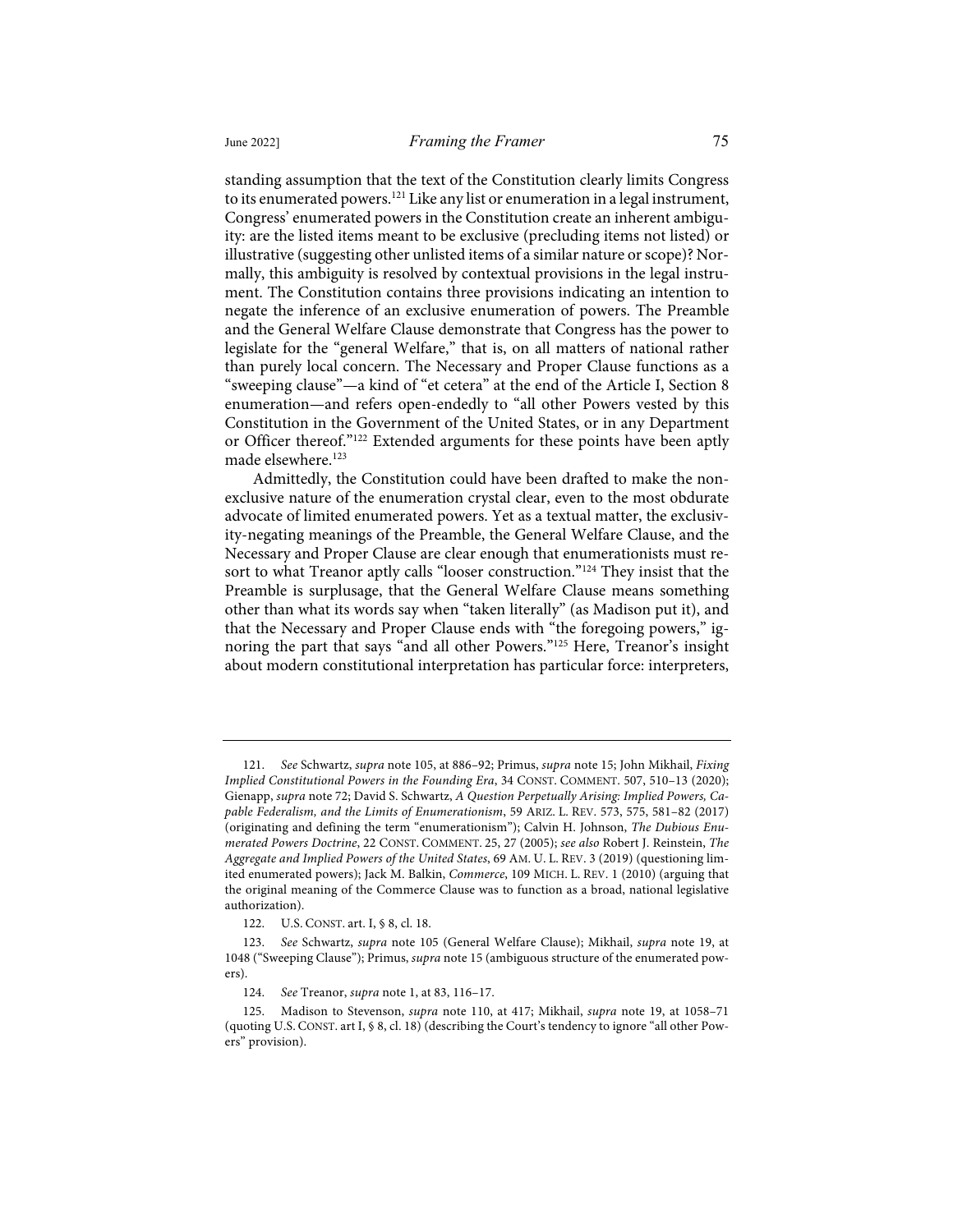standing assumption that the text of the Constitution clearly limits Congress to its enumerated powers.[121] Like any list or enumeration in a legal instrument, Congress' enumerated powers in the Constitution create an inherent ambiguity: are the listed items meant to be exclusive (precluding items not listed) or illustrative (suggesting other unlisted items of a similar nature or scope)? Normally, this ambiguity is resolved by contextual provisions in the legal instrument. The Constitution contains three provisions indicating an intention to negate the inference of an exclusive enumeration of powers. The Preamble and the General Welfare Clause demonstrate that Congress has the power to legislate for the "general Welfare," that is, on all matters of national rather than purely local concern. The Necessary and Proper Clause functions as a "sweeping clause"—a kind of "et cetera" at the end of the Article I, Section 8 enumeration—and refers open-endedly to "all other Powers vested by this Constitution in the Government of the United States, or in any Department or Officer thereof."[122] Extended arguments for these points have been aptly made elsewhere.[123]

Admittedly, the Constitution could have been drafted to make the non-exclusive nature of the enumeration crystal clear, even to the most obdurate advocate of limited enumerated powers. Yet as a textual matter, the exclusivity-negating meanings of the Preamble, the General Welfare Clause, and the Necessary and Proper Clause are clear enough that enumerationists must resort to what Treanor aptly calls "looser construction."[124] They insist that the Preamble is surplusage, that the General Welfare Clause means something other than what its words say when "taken literally" (as Madison put it), and that the Necessary and Proper Clause ends with "the foregoing powers," ignoring the part that says "and all other Powers."[125] Here, Treanor's insight about modern constitutional interpretation has particular force: interpreters,

---

121. *See* Schwartz, *supra* note 105, at 886–92; Primus, *supra* note 15; John Mikhail, *Fixing Implied Constitutional Powers in the Founding Era*, 34 CONST. COMMENT. 507, 510–13 (2020); Gienapp, *supra* note 72; David S. Schwartz, *A Question Perpetually Arising: Implied Powers, Capable Federalism, and the Limits of Enumerationism*, 59 ARIZ. L. REV. 573, 575, 581–82 (2017) (originating and defining the term "enumerationism"); Calvin H. Johnson, *The Dubious Enumerated Powers Doctrine*, 22 CONST. COMMENT. 25, 27 (2005); *see also* Robert J. Reinstein, *The Aggregate and Implied Powers of the United States*, 69 AM. U. L. REV. 3 (2019) (questioning limited enumerated powers); Jack M. Balkin, *Commerce*, 109 MICH. L. REV. 1 (2010) (arguing that the original meaning of the Commerce Clause was to function as a broad, national legislative authorization).

122. U.S. CONST. art. I, § 8, cl. 18.

123. *See* Schwartz, *supra* note 105 (General Welfare Clause); Mikhail, *supra* note 19, at 1048 ("Sweeping Clause"); Primus, *supra* note 15 (ambiguous structure of the enumerated powers).

124. *See* Treanor, *supra* note 1, at 83, 116–17.

125. Madison to Stevenson, *supra* note 110, at 417; Mikhail, *supra* note 19, at 1058–71 (quoting U.S. CONST. art I, § 8, cl. 18) (describing the Court's tendency to ignore "all other Powers" provision).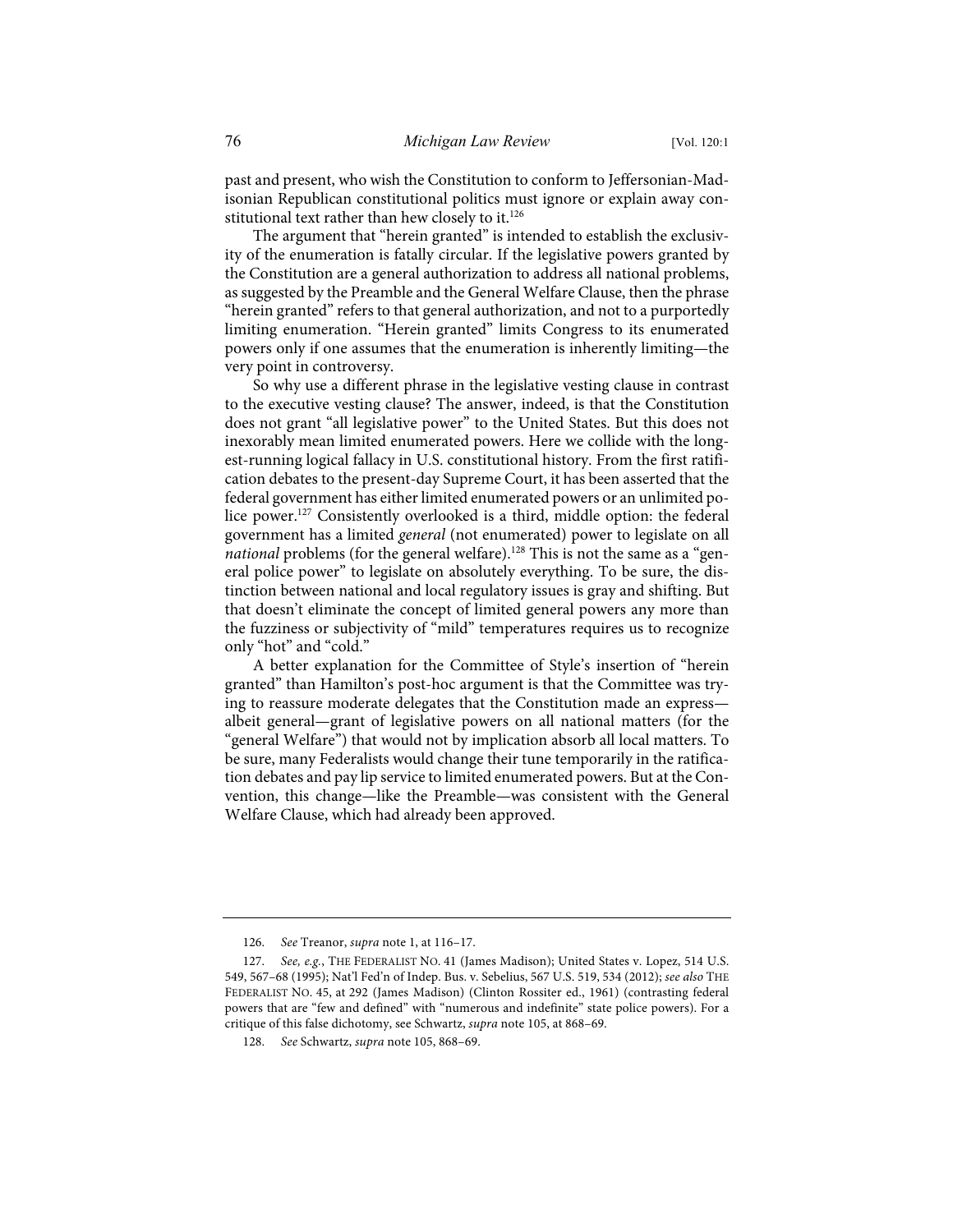past and present, who wish the Constitution to conform to Jeffersonian-Madisonian Republican constitutional politics must ignore or explain away constitutional text rather than hew closely to it.[126]

The argument that "herein granted" is intended to establish the exclusivity of the enumeration is fatally circular. If the legislative powers granted by the Constitution are a general authorization to address all national problems, as suggested by the Preamble and the General Welfare Clause, then the phrase "herein granted" refers to that general authorization, and not to a purportedly limiting enumeration. "Herein granted" limits Congress to its enumerated powers only if one assumes that the enumeration is inherently limiting—the very point in controversy.

So why use a different phrase in the legislative vesting clause in contrast to the executive vesting clause? The answer, indeed, is that the Constitution does not grant "all legislative power" to the United States. But this does not inexorably mean limited enumerated powers. Here we collide with the longest-running logical fallacy in U.S. constitutional history. From the first ratification debates to the present-day Supreme Court, it has been asserted that the federal government has either limited enumerated powers or an unlimited police power.[127] Consistently overlooked is a third, middle option: the federal government has a limited *general* (not enumerated) power to legislate on all *national* problems (for the general welfare).[128] This is not the same as a "general police power" to legislate on absolutely everything. To be sure, the distinction between national and local regulatory issues is gray and shifting. But that doesn't eliminate the concept of limited general powers any more than the fuzziness or subjectivity of "mild" temperatures requires us to recognize only "hot" and "cold."

A better explanation for the Committee of Style's insertion of "herein granted" than Hamilton's post-hoc argument is that the Committee was trying to reassure moderate delegates that the Constitution made an express—albeit general—grant of legislative powers on all national matters (for the "general Welfare") that would not by implication absorb all local matters. To be sure, many Federalists would change their tune temporarily in the ratification debates and pay lip service to limited enumerated powers. But at the Convention, this change—like the Preamble—was consistent with the General Welfare Clause, which had already been approved.

---

126. *See* Treanor, *supra* note 1, at 116–17.

127. *See, e.g.*, THE FEDERALIST NO. 41 (James Madison); United States v. Lopez, 514 U.S. 549, 567–68 (1995); Nat'l Fed'n of Indep. Bus. v. Sebelius, 567 U.S. 519, 534 (2012); *see also* THE FEDERALIST NO. 45, at 292 (James Madison) (Clinton Rossiter ed., 1961) (contrasting federal powers that are "few and defined" with "numerous and indefinite" state police powers). For a critique of this false dichotomy, see Schwartz, *supra* note 105, at 868–69.

128. *See* Schwartz, *supra* note 105, 868–69.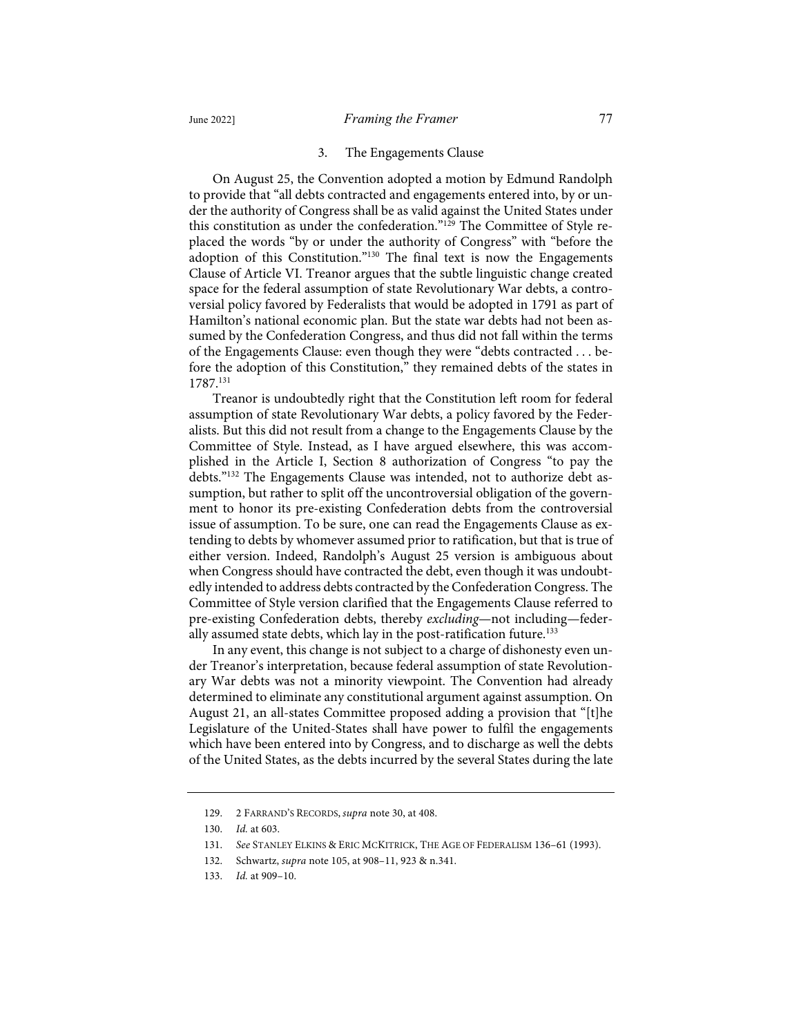### 3. The Engagements Clause

On August 25, the Convention adopted a motion by Edmund Randolph to provide that "all debts contracted and engagements entered into, by or under the authority of Congress shall be as valid against the United States under this constitution as under the confederation."[129] The Committee of Style replaced the words "by or under the authority of Congress" with "before the adoption of this Constitution."[130] The final text is now the Engagements Clause of Article VI. Treanor argues that the subtle linguistic change created space for the federal assumption of state Revolutionary War debts, a controversial policy favored by Federalists that would be adopted in 1791 as part of Hamilton's national economic plan. But the state war debts had not been assumed by the Confederation Congress, and thus did not fall within the terms of the Engagements Clause: even though they were "debts contracted . . . before the adoption of this Constitution," they remained debts of the states in 1787.[131]

Treanor is undoubtedly right that the Constitution left room for federal assumption of state Revolutionary War debts, a policy favored by the Federalists. But this did not result from a change to the Engagements Clause by the Committee of Style. Instead, as I have argued elsewhere, this was accomplished in the Article I, Section 8 authorization of Congress "to pay the debts."[132] The Engagements Clause was intended, not to authorize debt assumption, but rather to split off the uncontroversial obligation of the government to honor its pre-existing Confederation debts from the controversial issue of assumption. To be sure, one can read the Engagements Clause as extending to debts by whomever assumed prior to ratification, but that is true of either version. Indeed, Randolph's August 25 version is ambiguous about when Congress should have contracted the debt, even though it was undoubtedly intended to address debts contracted by the Confederation Congress. The Committee of Style version clarified that the Engagements Clause referred to pre-existing Confederation debts, thereby *excluding*—not including—federally assumed state debts, which lay in the post-ratification future.[133]

In any event, this change is not subject to a charge of dishonesty even under Treanor's interpretation, because federal assumption of state Revolutionary War debts was not a minority viewpoint. The Convention had already determined to eliminate any constitutional argument against assumption. On August 21, an all-states Committee proposed adding a provision that "[t]he Legislature of the United-States shall have power to fulfil the engagements which have been entered into by Congress, and to discharge as well the debts of the United States, as the debts incurred by the several States during the late

---

129. 2 FARRAND'S RECORDS, *supra* note 30, at 408.

130. *Id.* at 603.

131. *See* STANLEY ELKINS & ERIC MCKITRICK, THE AGE OF FEDERALISM 136–61 (1993).

132. Schwartz, *supra* note 105, at 908–11, 923 & n.341.

133. *Id.* at 909–10.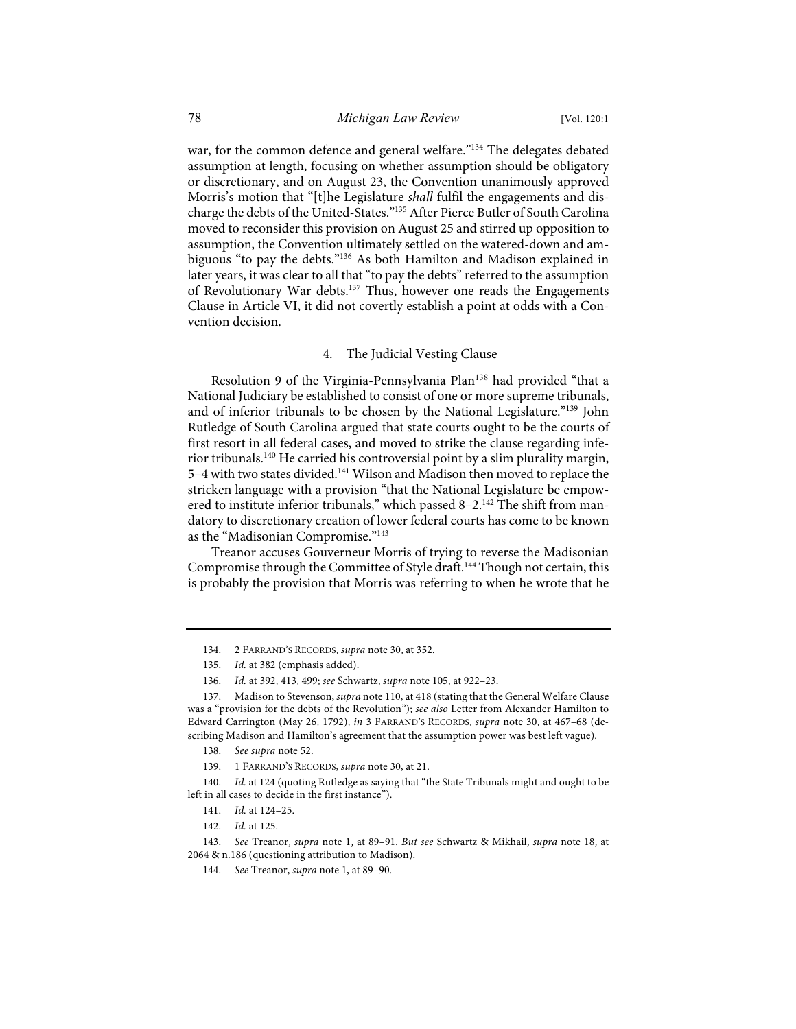war, for the common defence and general welfare."[134] The delegates debated assumption at length, focusing on whether assumption should be obligatory or discretionary, and on August 23, the Convention unanimously approved Morris's motion that "[t]he Legislature *shall* fulfil the engagements and discharge the debts of the United-States."[135] After Pierce Butler of South Carolina moved to reconsider this provision on August 25 and stirred up opposition to assumption, the Convention ultimately settled on the watered-down and ambiguous "to pay the debts."[136] As both Hamilton and Madison explained in later years, it was clear to all that "to pay the debts" referred to the assumption of Revolutionary War debts.[137] Thus, however one reads the Engagements Clause in Article VI, it did not covertly establish a point at odds with a Convention decision.

#### 4. The Judicial Vesting Clause

Resolution 9 of the Virginia-Pennsylvania Plan[138] had provided "that a National Judiciary be established to consist of one or more supreme tribunals, and of inferior tribunals to be chosen by the National Legislature."[139] John Rutledge of South Carolina argued that state courts ought to be the courts of first resort in all federal cases, and moved to strike the clause regarding inferior tribunals.[140] He carried his controversial point by a slim plurality margin, 5–4 with two states divided.[141] Wilson and Madison then moved to replace the stricken language with a provision "that the National Legislature be empowered to institute inferior tribunals," which passed 8–2.[142] The shift from mandatory to discretionary creation of lower federal courts has come to be known as the "Madisonian Compromise."[143]

Treanor accuses Gouverneur Morris of trying to reverse the Madisonian Compromise through the Committee of Style draft.[144] Though not certain, this is probably the provision that Morris was referring to when he wrote that he

---

134. 2 FARRAND'S RECORDS, *supra* note 30, at 352.

135. *Id.* at 382 (emphasis added).

136. *Id.* at 392, 413, 499; *see* Schwartz, *supra* note 105, at 922–23.

137. Madison to Stevenson, *supra* note 110, at 418 (stating that the General Welfare Clause was a "provision for the debts of the Revolution"); *see also* Letter from Alexander Hamilton to Edward Carrington (May 26, 1792), *in* 3 FARRAND'S RECORDS, *supra* note 30, at 467–68 (describing Madison and Hamilton's agreement that the assumption power was best left vague).

138. *See supra* note 52.

139. 1 FARRAND'S RECORDS, *supra* note 30, at 21.

140. *Id.* at 124 (quoting Rutledge as saying that "the State Tribunals might and ought to be left in all cases to decide in the first instance").

141. *Id.* at 124–25.

142. *Id.* at 125.

143. *See* Treanor, *supra* note 1, at 89–91. *But see* Schwartz & Mikhail, *supra* note 18, at 2064 & n.186 (questioning attribution to Madison).

144. *See* Treanor, *supra* note 1, at 89–90.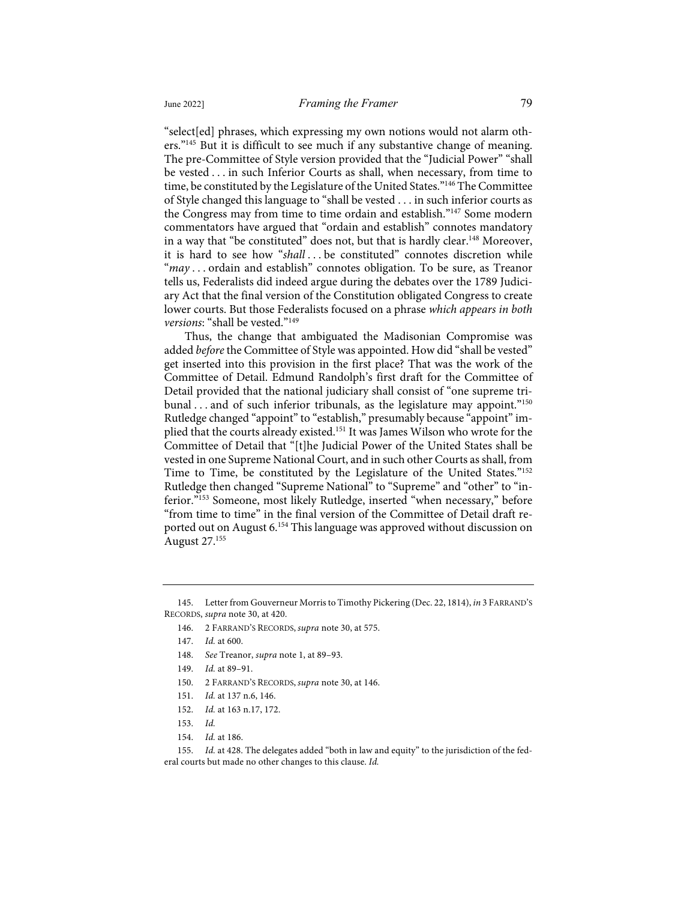"select[ed] phrases, which expressing my own notions would not alarm others."[145] But it is difficult to see much if any substantive change of meaning. The pre-Committee of Style version provided that the "Judicial Power" "shall be vested . . . in such Inferior Courts as shall, when necessary, from time to time, be constituted by the Legislature of the United States."[146] The Committee of Style changed this language to "shall be vested . . . in such inferior courts as the Congress may from time to time ordain and establish."[147] Some modern commentators have argued that "ordain and establish" connotes mandatory in a way that "be constituted" does not, but that is hardly clear.[148] Moreover, it is hard to see how "*shall* . . . be constituted" connotes discretion while "*may* . . . ordain and establish" connotes obligation. To be sure, as Treanor tells us, Federalists did indeed argue during the debates over the 1789 Judiciary Act that the final version of the Constitution obligated Congress to create lower courts. But those Federalists focused on a phrase *which appears in both versions*: "shall be vested."[149]

Thus, the change that ambiguated the Madisonian Compromise was added *before* the Committee of Style was appointed. How did "shall be vested" get inserted into this provision in the first place? That was the work of the Committee of Detail. Edmund Randolph's first draft for the Committee of Detail provided that the national judiciary shall consist of "one supreme tribunal . . . and of such inferior tribunals, as the legislature may appoint."[150] Rutledge changed "appoint" to "establish," presumably because "appoint" implied that the courts already existed.[151] It was James Wilson who wrote for the Committee of Detail that "[t]he Judicial Power of the United States shall be vested in one Supreme National Court, and in such other Courts as shall, from Time to Time, be constituted by the Legislature of the United States."[152] Rutledge then changed "Supreme National" to "Supreme" and "other" to "inferior."[153] Someone, most likely Rutledge, inserted "when necessary," before "from time to time" in the final version of the Committee of Detail draft reported out on August 6.[154] This language was approved without discussion on August 27.[155]

---

145. Letter from Gouverneur Morris to Timothy Pickering (Dec. 22, 1814), *in* 3 FARRAND'S RECORDS, *supra* note 30, at 420.

146. 2 FARRAND'S RECORDS, *supra* note 30, at 575.

147. *Id.* at 600.

148. *See* Treanor, *supra* note 1, at 89–93.

149. *Id.* at 89–91.

150. 2 FARRAND'S RECORDS, *supra* note 30, at 146.

151. *Id.* at 137 n.6, 146.

152. *Id.* at 163 n.17, 172.

153. *Id.*

154. *Id.* at 186.

155. *Id.* at 428. The delegates added "both in law and equity" to the jurisdiction of the federal courts but made no other changes to this clause. *Id.*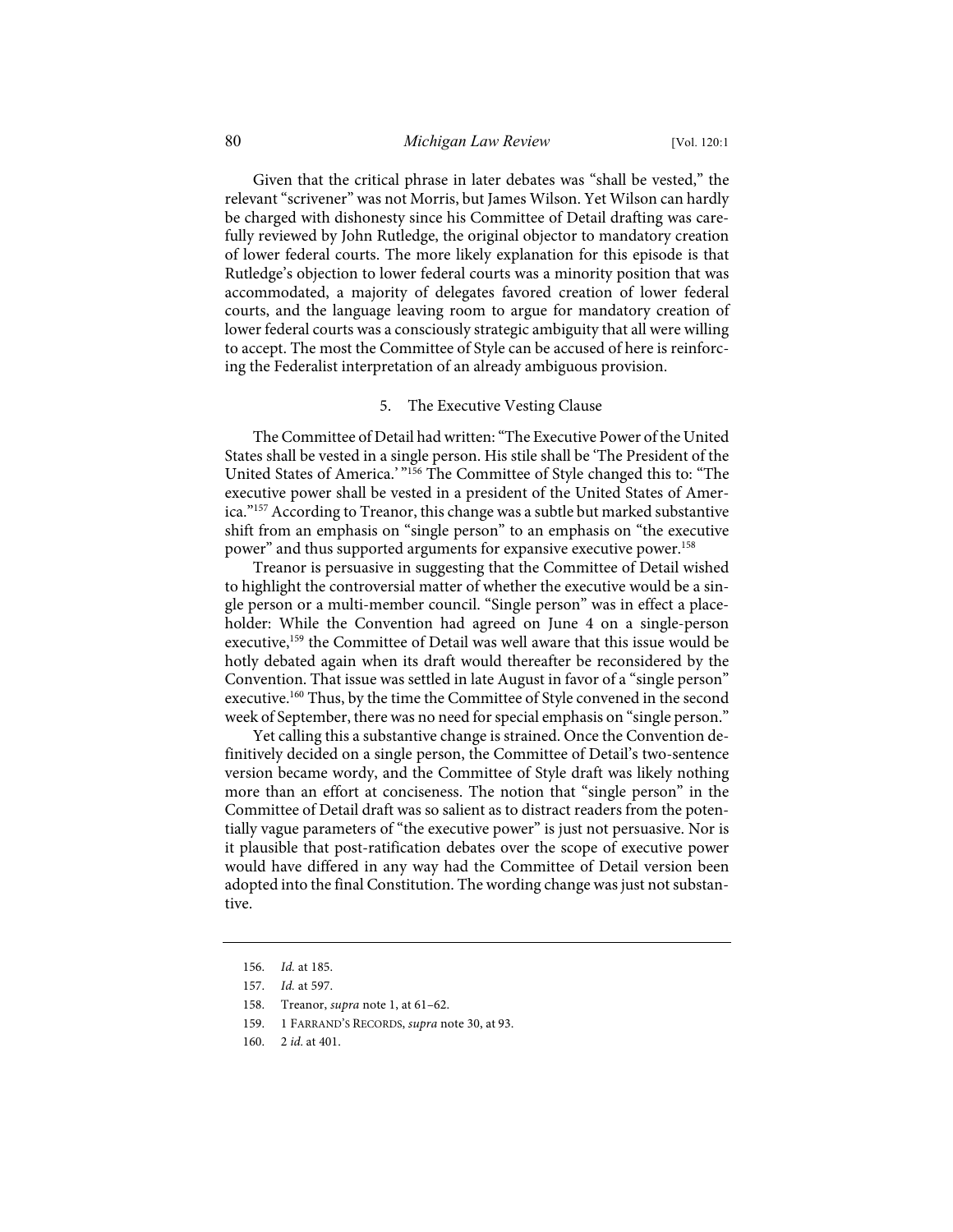Given that the critical phrase in later debates was "shall be vested," the relevant "scrivener" was not Morris, but James Wilson. Yet Wilson can hardly be charged with dishonesty since his Committee of Detail drafting was carefully reviewed by John Rutledge, the original objector to mandatory creation of lower federal courts. The more likely explanation for this episode is that Rutledge's objection to lower federal courts was a minority position that was accommodated, a majority of delegates favored creation of lower federal courts, and the language leaving room to argue for mandatory creation of lower federal courts was a consciously strategic ambiguity that all were willing to accept. The most the Committee of Style can be accused of here is reinforcing the Federalist interpretation of an already ambiguous provision.

### 5. The Executive Vesting Clause

The Committee of Detail had written: "The Executive Power of the United States shall be vested in a single person. His stile shall be 'The President of the United States of America.' "[156] The Committee of Style changed this to: "The executive power shall be vested in a president of the United States of America."[157] According to Treanor, this change was a subtle but marked substantive shift from an emphasis on "single person" to an emphasis on "the executive power" and thus supported arguments for expansive executive power.[158]

Treanor is persuasive in suggesting that the Committee of Detail wished to highlight the controversial matter of whether the executive would be a single person or a multi-member council. "Single person" was in effect a placeholder: While the Convention had agreed on June 4 on a single-person executive,[159] the Committee of Detail was well aware that this issue would be hotly debated again when its draft would thereafter be reconsidered by the Convention. That issue was settled in late August in favor of a "single person" executive.[160] Thus, by the time the Committee of Style convened in the second week of September, there was no need for special emphasis on "single person."

Yet calling this a substantive change is strained. Once the Convention definitively decided on a single person, the Committee of Detail's two-sentence version became wordy, and the Committee of Style draft was likely nothing more than an effort at conciseness. The notion that "single person" in the Committee of Detail draft was so salient as to distract readers from the potentially vague parameters of "the executive power" is just not persuasive. Nor is it plausible that post-ratification debates over the scope of executive power would have differed in any way had the Committee of Detail version been adopted into the final Constitution. The wording change was just not substantive.

---

156. *Id.* at 185.

157. *Id.* at 597.

158. Treanor, *supra* note 1, at 61–62.

159. 1 FARRAND'S RECORDS, *supra* note 30, at 93.

160. 2 *id.* at 401.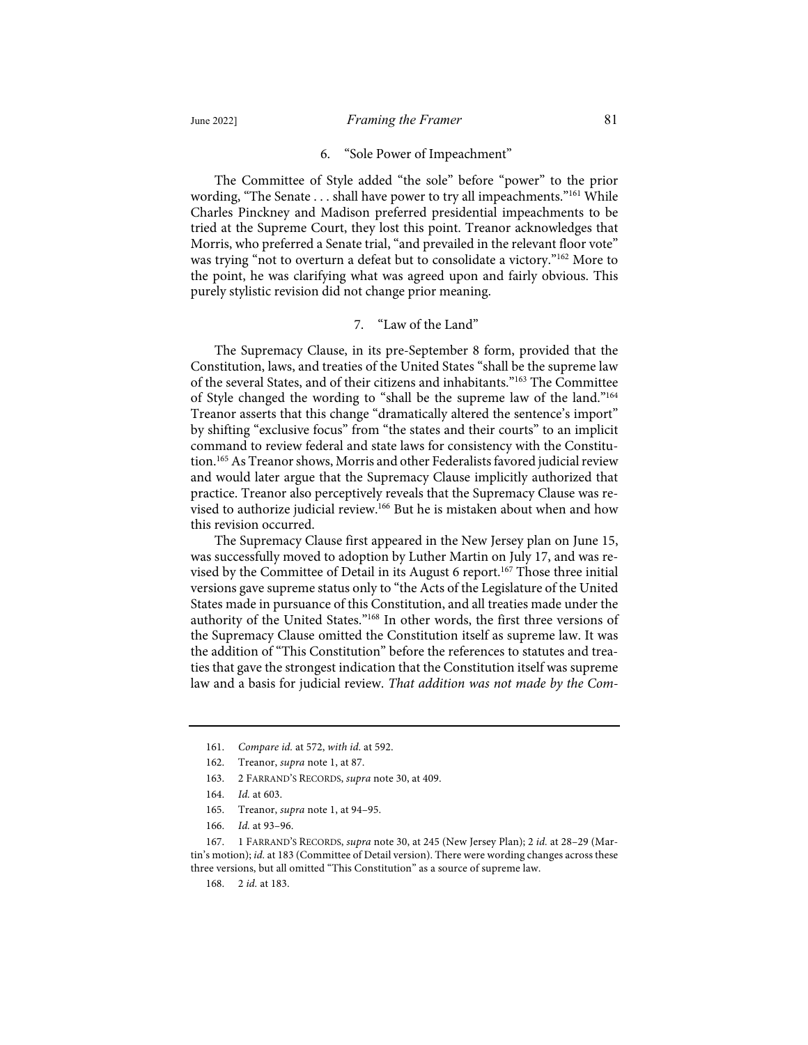### 6. "Sole Power of Impeachment"

The Committee of Style added "the sole" before "power" to the prior wording, "The Senate . . . shall have power to try all impeachments."[161] While Charles Pinckney and Madison preferred presidential impeachments to be tried at the Supreme Court, they lost this point. Treanor acknowledges that Morris, who preferred a Senate trial, "and prevailed in the relevant floor vote" was trying "not to overturn a defeat but to consolidate a victory."[162] More to the point, he was clarifying what was agreed upon and fairly obvious. This purely stylistic revision did not change prior meaning.

### 7. "Law of the Land"

The Supremacy Clause, in its pre-September 8 form, provided that the Constitution, laws, and treaties of the United States "shall be the supreme law of the several States, and of their citizens and inhabitants."[163] The Committee of Style changed the wording to "shall be the supreme law of the land."[164] Treanor asserts that this change "dramatically altered the sentence's import" by shifting "exclusive focus" from "the states and their courts" to an implicit command to review federal and state laws for consistency with the Constitution.[165] As Treanor shows, Morris and other Federalists favored judicial review and would later argue that the Supremacy Clause implicitly authorized that practice. Treanor also perceptively reveals that the Supremacy Clause was revised to authorize judicial review.[166] But he is mistaken about when and how this revision occurred.

The Supremacy Clause first appeared in the New Jersey plan on June 15, was successfully moved to adoption by Luther Martin on July 17, and was revised by the Committee of Detail in its August 6 report.[167] Those three initial versions gave supreme status only to "the Acts of the Legislature of the United States made in pursuance of this Constitution, and all treaties made under the authority of the United States."[168] In other words, the first three versions of the Supremacy Clause omitted the Constitution itself as supreme law. It was the addition of "This Constitution" before the references to statutes and treaties that gave the strongest indication that the Constitution itself was supreme law and a basis for judicial review. *That addition was not made by the Com-*

---

161. *Compare id.* at 572, *with id.* at 592.

162. Treanor, *supra* note 1, at 87.

163. 2 FARRAND'S RECORDS, *supra* note 30, at 409.

164. *Id.* at 603.

165. Treanor, *supra* note 1, at 94–95.

166. *Id.* at 93–96.

167. 1 FARRAND'S RECORDS, *supra* note 30, at 245 (New Jersey Plan); 2 *id.* at 28–29 (Martin's motion); *id.* at 183 (Committee of Detail version). There were wording changes across these three versions, but all omitted "This Constitution" as a source of supreme law.

168. 2 *id.* at 183.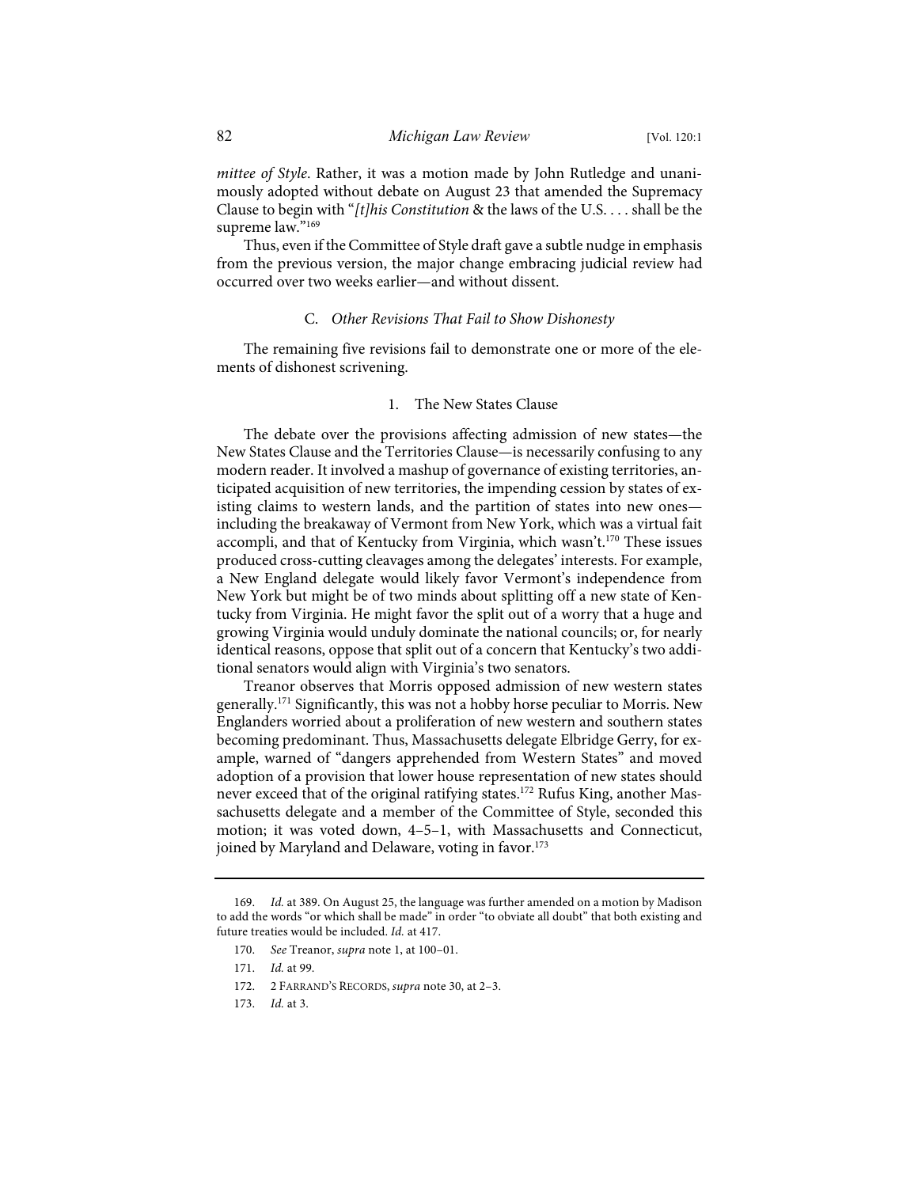*mittee of Style*. Rather, it was a motion made by John Rutledge and unanimously adopted without debate on August 23 that amended the Supremacy Clause to begin with "*[t]his Constitution* & the laws of the U.S. . . . shall be the supreme law."[169]

Thus, even if the Committee of Style draft gave a subtle nudge in emphasis from the previous version, the major change embracing judicial review had occurred over two weeks earlier—and without dissent.

### C. *Other Revisions That Fail to Show Dishonesty*

The remaining five revisions fail to demonstrate one or more of the elements of dishonest scrivening.

#### 1. The New States Clause

The debate over the provisions affecting admission of new states—the New States Clause and the Territories Clause—is necessarily confusing to any modern reader. It involved a mashup of governance of existing territories, anticipated acquisition of new territories, the impending cession by states of existing claims to western lands, and the partition of states into new ones—including the breakaway of Vermont from New York, which was a virtual fait accompli, and that of Kentucky from Virginia, which wasn't.[170] These issues produced cross-cutting cleavages among the delegates' interests. For example, a New England delegate would likely favor Vermont's independence from New York but might be of two minds about splitting off a new state of Kentucky from Virginia. He might favor the split out of a worry that a huge and growing Virginia would unduly dominate the national councils; or, for nearly identical reasons, oppose that split out of a concern that Kentucky's two additional senators would align with Virginia's two senators.

Treanor observes that Morris opposed admission of new western states generally.[171] Significantly, this was not a hobby horse peculiar to Morris. New Englanders worried about a proliferation of new western and southern states becoming predominant. Thus, Massachusetts delegate Elbridge Gerry, for example, warned of "dangers apprehended from Western States" and moved adoption of a provision that lower house representation of new states should never exceed that of the original ratifying states.[172] Rufus King, another Massachusetts delegate and a member of the Committee of Style, seconded this motion; it was voted down, 4–5–1, with Massachusetts and Connecticut, joined by Maryland and Delaware, voting in favor.[173]

---

169. *Id.* at 389. On August 25, the language was further amended on a motion by Madison to add the words "or which shall be made" in order "to obviate all doubt" that both existing and future treaties would be included. *Id.* at 417.

170. *See* Treanor, *supra* note 1, at 100–01.

171. *Id.* at 99.

172. 2 FARRAND'S RECORDS, *supra* note 30, at 2–3.

173. *Id.* at 3.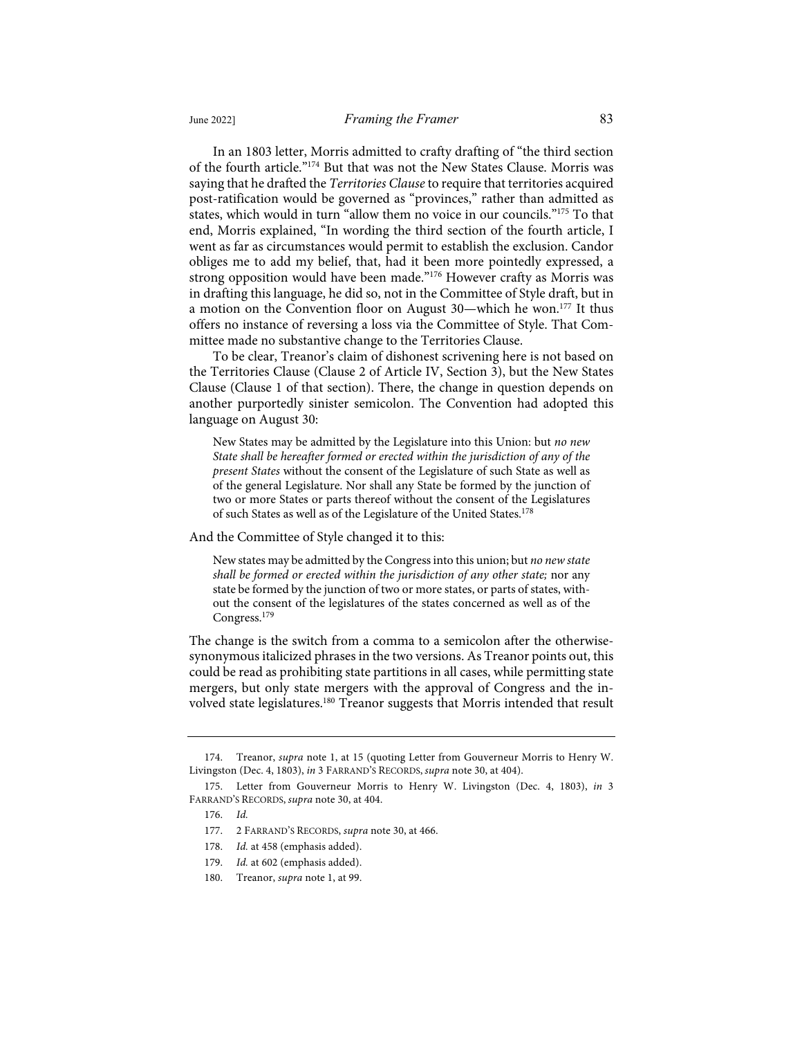In an 1803 letter, Morris admitted to crafty drafting of "the third section of the fourth article."[174] But that was not the New States Clause. Morris was saying that he drafted the *Territories Clause* to require that territories acquired post-ratification would be governed as "provinces," rather than admitted as states, which would in turn "allow them no voice in our councils."[175] To that end, Morris explained, "In wording the third section of the fourth article, I went as far as circumstances would permit to establish the exclusion. Candor obliges me to add my belief, that, had it been more pointedly expressed, a strong opposition would have been made."[176] However crafty as Morris was in drafting this language, he did so, not in the Committee of Style draft, but in a motion on the Convention floor on August 30—which he won.[177] It thus offers no instance of reversing a loss via the Committee of Style. That Committee made no substantive change to the Territories Clause.

To be clear, Treanor's claim of dishonest scrivening here is not based on the Territories Clause (Clause 2 of Article IV, Section 3), but the New States Clause (Clause 1 of that section). There, the change in question depends on another purportedly sinister semicolon. The Convention had adopted this language on August 30:

> New States may be admitted by the Legislature into this Union: but *no new State shall be hereafter formed or erected within the jurisdiction of any of the present States* without the consent of the Legislature of such State as well as of the general Legislature. Nor shall any State be formed by the junction of two or more States or parts thereof without the consent of the Legislatures of such States as well as of the Legislature of the United States.[178]

And the Committee of Style changed it to this:

> New states may be admitted by the Congress into this union; but *no new state shall be formed or erected within the jurisdiction of any other state;* nor any state be formed by the junction of two or more states, or parts of states, without the consent of the legislatures of the states concerned as well as of the Congress.[179]

The change is the switch from a comma to a semicolon after the otherwise-synonymous italicized phrases in the two versions. As Treanor points out, this could be read as prohibiting state partitions in all cases, while permitting state mergers, but only state mergers with the approval of Congress and the involved state legislatures.[180] Treanor suggests that Morris intended that result

---

174. Treanor, *supra* note 1, at 15 (quoting Letter from Gouverneur Morris to Henry W. Livingston (Dec. 4, 1803), *in* 3 FARRAND'S RECORDS, *supra* note 30, at 404).

175. Letter from Gouverneur Morris to Henry W. Livingston (Dec. 4, 1803), *in* 3 FARRAND'S RECORDS, *supra* note 30, at 404.

176. *Id.*

177. 2 FARRAND'S RECORDS, *supra* note 30, at 466.

178. *Id.* at 458 (emphasis added).

179. *Id.* at 602 (emphasis added).

180. Treanor, *supra* note 1, at 99.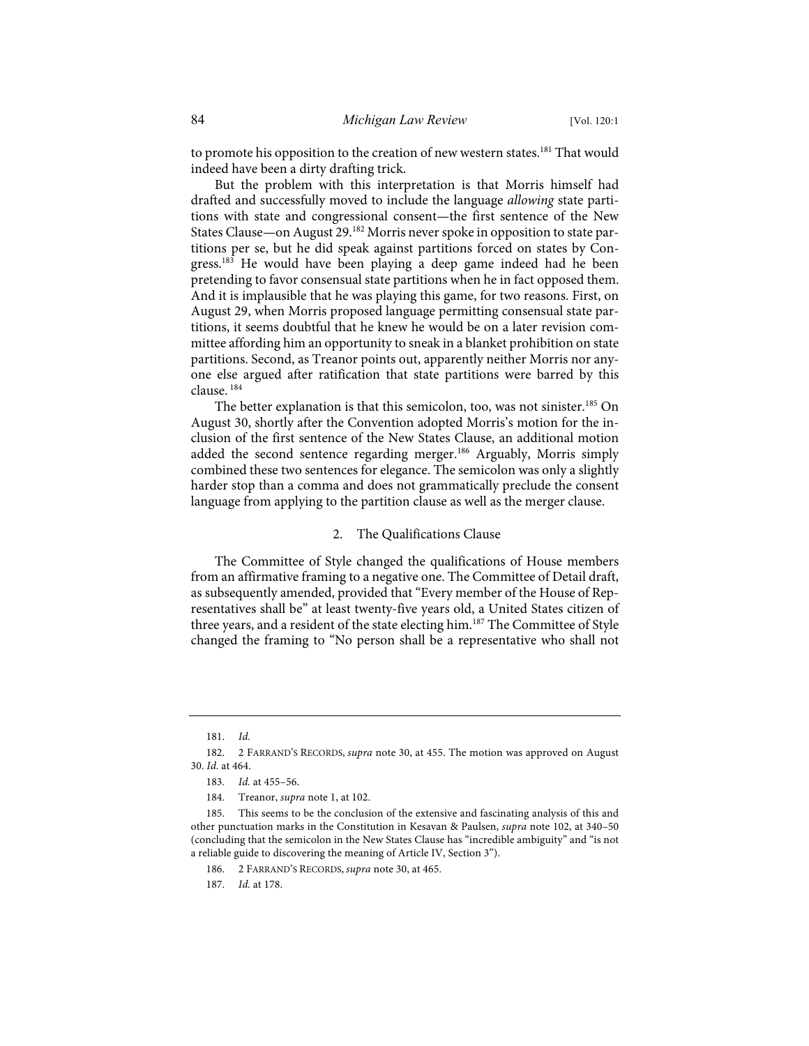to promote his opposition to the creation of new western states.[181] That would indeed have been a dirty drafting trick.

But the problem with this interpretation is that Morris himself had drafted and successfully moved to include the language *allowing* state partitions with state and congressional consent—the first sentence of the New States Clause—on August 29.[182] Morris never spoke in opposition to state partitions per se, but he did speak against partitions forced on states by Congress.[183] He would have been playing a deep game indeed had he been pretending to favor consensual state partitions when he in fact opposed them. And it is implausible that he was playing this game, for two reasons. First, on August 29, when Morris proposed language permitting consensual state partitions, it seems doubtful that he knew he would be on a later revision committee affording him an opportunity to sneak in a blanket prohibition on state partitions. Second, as Treanor points out, apparently neither Morris nor anyone else argued after ratification that state partitions were barred by this clause.[184]

The better explanation is that this semicolon, too, was not sinister.[185] On August 30, shortly after the Convention adopted Morris's motion for the inclusion of the first sentence of the New States Clause, an additional motion added the second sentence regarding merger.[186] Arguably, Morris simply combined these two sentences for elegance. The semicolon was only a slightly harder stop than a comma and does not grammatically preclude the consent language from applying to the partition clause as well as the merger clause.

### 2. The Qualifications Clause

The Committee of Style changed the qualifications of House members from an affirmative framing to a negative one. The Committee of Detail draft, as subsequently amended, provided that "Every member of the House of Representatives shall be" at least twenty-five years old, a United States citizen of three years, and a resident of the state electing him.[187] The Committee of Style changed the framing to "No person shall be a representative who shall not

---

181. *Id.*

182. 2 FARRAND'S RECORDS, *supra* note 30, at 455. The motion was approved on August 30. *Id.* at 464.

183. *Id.* at 455–56.

184. Treanor, *supra* note 1, at 102.

185. This seems to be the conclusion of the extensive and fascinating analysis of this and other punctuation marks in the Constitution in Kesavan & Paulsen, *supra* note 102, at 340–50 (concluding that the semicolon in the New States Clause has "incredible ambiguity" and "is not a reliable guide to discovering the meaning of Article IV, Section 3").

186. 2 FARRAND'S RECORDS, *supra* note 30, at 465.

187. *Id.* at 178.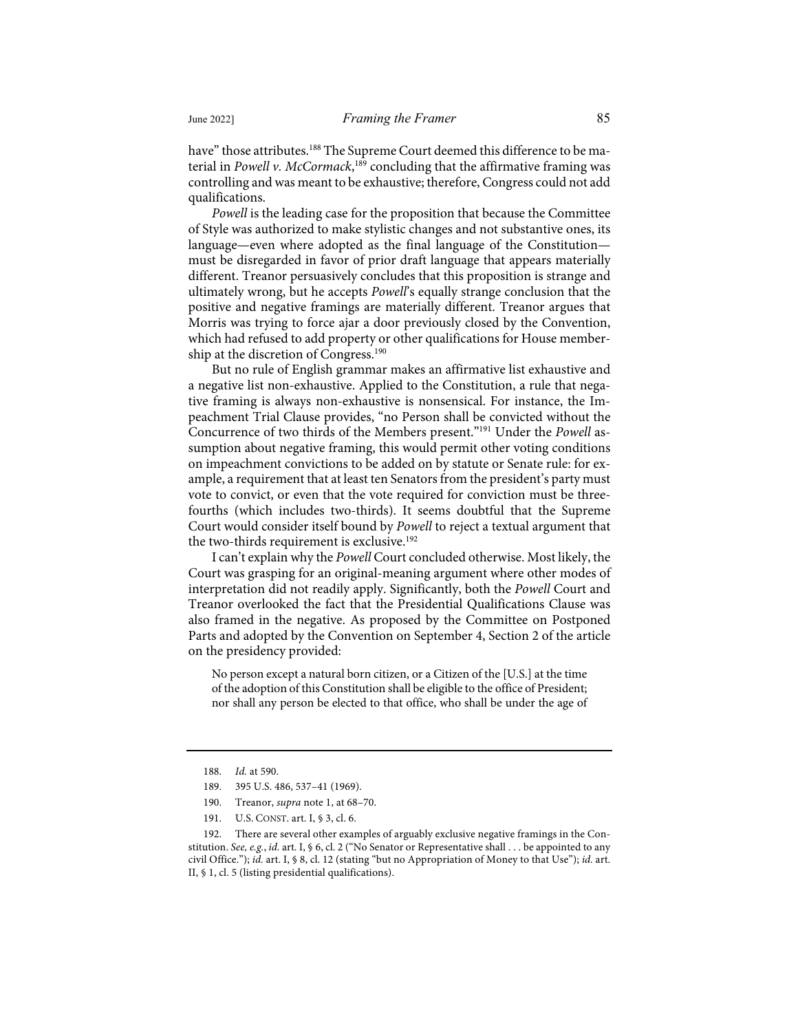have" those attributes.[188] The Supreme Court deemed this difference to be material in *Powell v. McCormack*,[189] concluding that the affirmative framing was controlling and was meant to be exhaustive; therefore, Congress could not add qualifications.

*Powell* is the leading case for the proposition that because the Committee of Style was authorized to make stylistic changes and not substantive ones, its language—even where adopted as the final language of the Constitution—must be disregarded in favor of prior draft language that appears materially different. Treanor persuasively concludes that this proposition is strange and ultimately wrong, but he accepts *Powell*'s equally strange conclusion that the positive and negative framings are materially different. Treanor argues that Morris was trying to force ajar a door previously closed by the Convention, which had refused to add property or other qualifications for House membership at the discretion of Congress.[190]

But no rule of English grammar makes an affirmative list exhaustive and a negative list non-exhaustive. Applied to the Constitution, a rule that negative framing is always non-exhaustive is nonsensical. For instance, the Impeachment Trial Clause provides, "no Person shall be convicted without the Concurrence of two thirds of the Members present."[191] Under the *Powell* assumption about negative framing, this would permit other voting conditions on impeachment convictions to be added on by statute or Senate rule: for example, a requirement that at least ten Senators from the president's party must vote to convict, or even that the vote required for conviction must be three-fourths (which includes two-thirds). It seems doubtful that the Supreme Court would consider itself bound by *Powell* to reject a textual argument that the two-thirds requirement is exclusive.[192]

I can't explain why the *Powell* Court concluded otherwise. Most likely, the Court was grasping for an original-meaning argument where other modes of interpretation did not readily apply. Significantly, both the *Powell* Court and Treanor overlooked the fact that the Presidential Qualifications Clause was also framed in the negative. As proposed by the Committee on Postponed Parts and adopted by the Convention on September 4, Section 2 of the article on the presidency provided:

> No person except a natural born citizen, or a Citizen of the [U.S.] at the time of the adoption of this Constitution shall be eligible to the office of President; nor shall any person be elected to that office, who shall be under the age of

---

188. *Id.* at 590.

189. 395 U.S. 486, 537–41 (1969).

190. Treanor, *supra* note 1, at 68–70.

191. U.S. CONST. art. I, § 3, cl. 6.

192. There are several other examples of arguably exclusive negative framings in the Constitution. *See, e.g.*, *id.* art. I, § 6, cl. 2 ("No Senator or Representative shall . . . be appointed to any civil Office."); *id.* art. I, § 8, cl. 12 (stating "but no Appropriation of Money to that Use"); *id.* art. II, § 1, cl. 5 (listing presidential qualifications).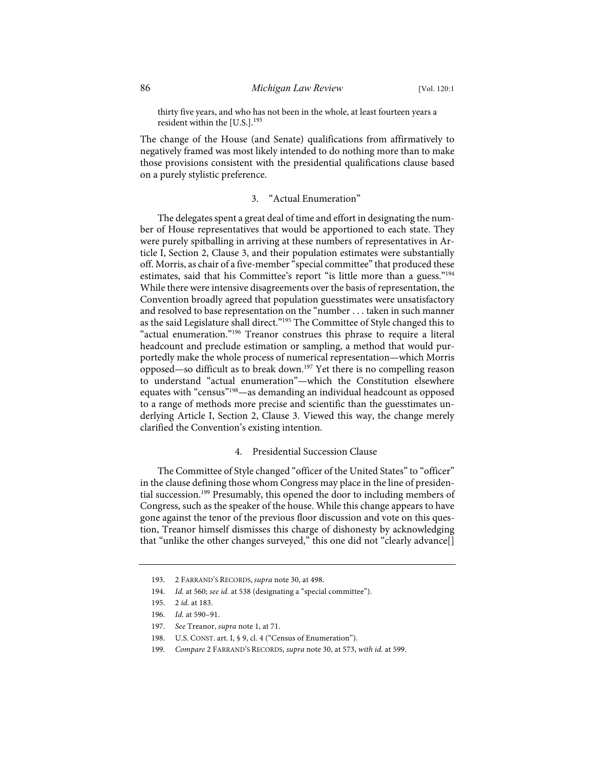> thirty five years, and who has not been in the whole, at least fourteen years a resident within the [U.S.].[193]

The change of the House (and Senate) qualifications from affirmatively to negatively framed was most likely intended to do nothing more than to make those provisions consistent with the presidential qualifications clause based on a purely stylistic preference.

### 3. "Actual Enumeration"

The delegates spent a great deal of time and effort in designating the number of House representatives that would be apportioned to each state. They were purely spitballing in arriving at these numbers of representatives in Article I, Section 2, Clause 3, and their population estimates were substantially off. Morris, as chair of a five-member "special committee" that produced these estimates, said that his Committee's report "is little more than a guess."[194] While there were intensive disagreements over the basis of representation, the Convention broadly agreed that population guesstimates were unsatisfactory and resolved to base representation on the "number . . . taken in such manner as the said Legislature shall direct."[195] The Committee of Style changed this to "actual enumeration."[196] Treanor construes this phrase to require a literal headcount and preclude estimation or sampling, a method that would purportedly make the whole process of numerical representation—which Morris opposed—so difficult as to break down.[197] Yet there is no compelling reason to understand "actual enumeration"—which the Constitution elsewhere equates with "census"[198]—as demanding an individual headcount as opposed to a range of methods more precise and scientific than the guesstimates underlying Article I, Section 2, Clause 3. Viewed this way, the change merely clarified the Convention's existing intention.

### 4. Presidential Succession Clause

The Committee of Style changed "officer of the United States" to "officer" in the clause defining those whom Congress may place in the line of presidential succession.[199] Presumably, this opened the door to including members of Congress, such as the speaker of the house. While this change appears to have gone against the tenor of the previous floor discussion and vote on this question, Treanor himself dismisses this charge of dishonesty by acknowledging that "unlike the other changes surveyed," this one did not "clearly advance[]

---

193. 2 FARRAND'S RECORDS, *supra* note 30, at 498.

194. *Id.* at 560; *see id.* at 538 (designating a "special committee").

195. 2 *id.* at 183.

196. *Id.* at 590–91.

197. *See* Treanor, *supra* note 1, at 71.

198. U.S. CONST. art. I, § 9, cl. 4 ("Census of Enumeration").

199. *Compare* 2 FARRAND'S RECORDS, *supra* note 30, at 573, *with id.* at 599.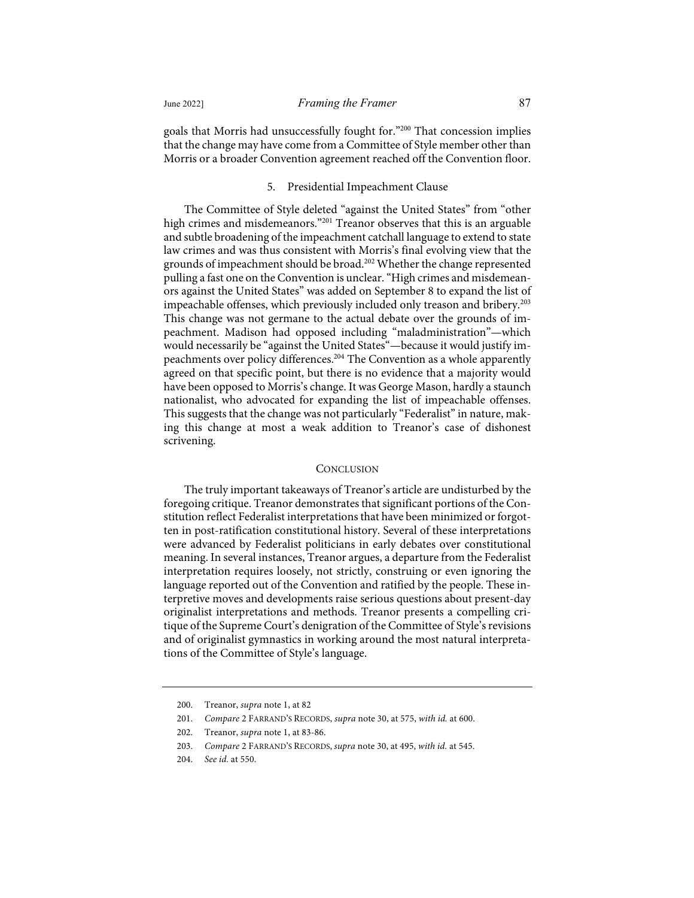goals that Morris had unsuccessfully fought for."[200] That concession implies that the change may have come from a Committee of Style member other than Morris or a broader Convention agreement reached off the Convention floor.

### 5. Presidential Impeachment Clause

The Committee of Style deleted "against the United States" from "other high crimes and misdemeanors."[201] Treanor observes that this is an arguable and subtle broadening of the impeachment catchall language to extend to state law crimes and was thus consistent with Morris's final evolving view that the grounds of impeachment should be broad.[202] Whether the change represented pulling a fast one on the Convention is unclear. "High crimes and misdemeanors against the United States" was added on September 8 to expand the list of impeachable offenses, which previously included only treason and bribery.[203] This change was not germane to the actual debate over the grounds of impeachment. Madison had opposed including "maladministration"—which would necessarily be "against the United States"—because it would justify impeachments over policy differences.[204] The Convention as a whole apparently agreed on that specific point, but there is no evidence that a majority would have been opposed to Morris's change. It was George Mason, hardly a staunch nationalist, who advocated for expanding the list of impeachable offenses. This suggests that the change was not particularly "Federalist" in nature, making this change at most a weak addition to Treanor's case of dishonest scrivening.

## CONCLUSION

The truly important takeaways of Treanor's article are undisturbed by the foregoing critique. Treanor demonstrates that significant portions of the Constitution reflect Federalist interpretations that have been minimized or forgotten in post-ratification constitutional history. Several of these interpretations were advanced by Federalist politicians in early debates over constitutional meaning. In several instances, Treanor argues, a departure from the Federalist interpretation requires loosely, not strictly, construing or even ignoring the language reported out of the Convention and ratified by the people. These interpretive moves and developments raise serious questions about present-day originalist interpretations and methods. Treanor presents a compelling critique of the Supreme Court's denigration of the Committee of Style's revisions and of originalist gymnastics in working around the most natural interpretations of the Committee of Style's language.

---

200. Treanor, *supra* note 1, at 82

201. *Compare* 2 FARRAND'S RECORDS, *supra* note 30, at 575, *with id.* at 600.

202. Treanor, *supra* note 1, at 83-86.

203. *Compare* 2 FARRAND'S RECORDS, *supra* note 30, at 495, *with id.* at 545.

204. *See id.* at 550.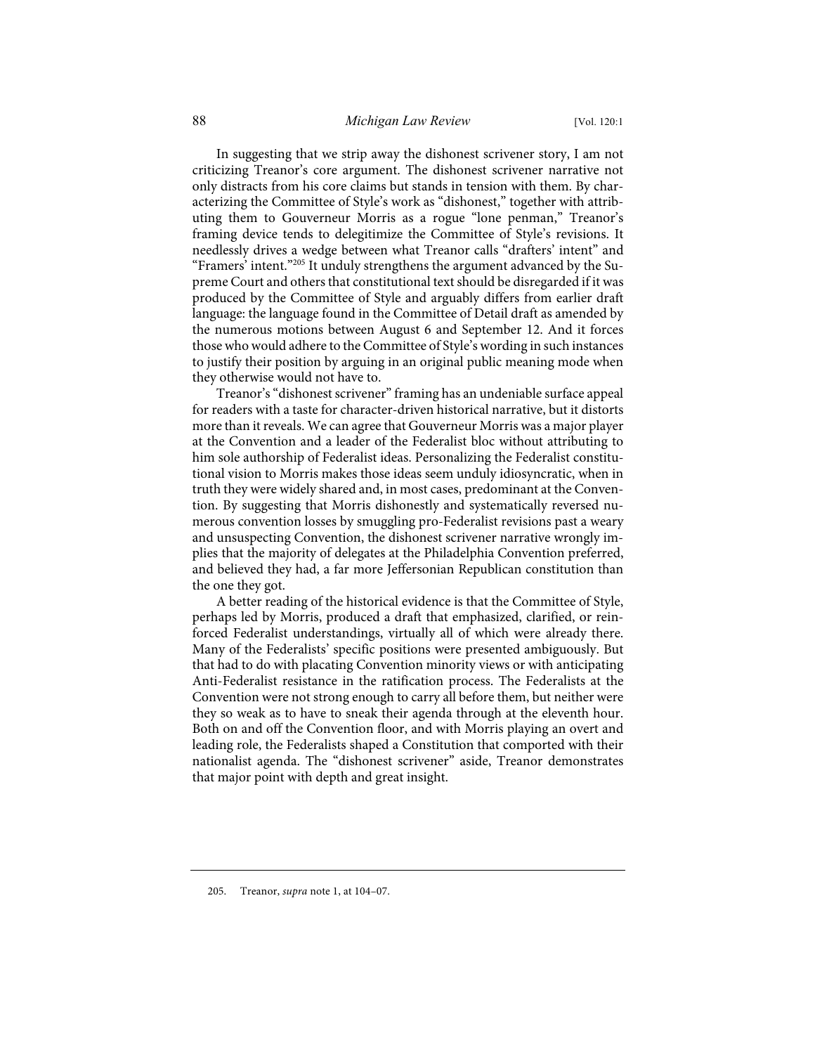In suggesting that we strip away the dishonest scrivener story, I am not criticizing Treanor's core argument. The dishonest scrivener narrative not only distracts from his core claims but stands in tension with them. By characterizing the Committee of Style's work as "dishonest," together with attributing them to Gouverneur Morris as a rogue "lone penman," Treanor's framing device tends to delegitimize the Committee of Style's revisions. It needlessly drives a wedge between what Treanor calls "drafters' intent" and "Framers' intent."[205] It unduly strengthens the argument advanced by the Supreme Court and others that constitutional text should be disregarded if it was produced by the Committee of Style and arguably differs from earlier draft language: the language found in the Committee of Detail draft as amended by the numerous motions between August 6 and September 12. And it forces those who would adhere to the Committee of Style's wording in such instances to justify their position by arguing in an original public meaning mode when they otherwise would not have to.

Treanor's "dishonest scrivener" framing has an undeniable surface appeal for readers with a taste for character-driven historical narrative, but it distorts more than it reveals. We can agree that Gouverneur Morris was a major player at the Convention and a leader of the Federalist bloc without attributing to him sole authorship of Federalist ideas. Personalizing the Federalist constitutional vision to Morris makes those ideas seem unduly idiosyncratic, when in truth they were widely shared and, in most cases, predominant at the Convention. By suggesting that Morris dishonestly and systematically reversed numerous convention losses by smuggling pro-Federalist revisions past a weary and unsuspecting Convention, the dishonest scrivener narrative wrongly implies that the majority of delegates at the Philadelphia Convention preferred, and believed they had, a far more Jeffersonian Republican constitution than the one they got.

A better reading of the historical evidence is that the Committee of Style, perhaps led by Morris, produced a draft that emphasized, clarified, or reinforced Federalist understandings, virtually all of which were already there. Many of the Federalists' specific positions were presented ambiguously. But that had to do with placating Convention minority views or with anticipating Anti-Federalist resistance in the ratification process. The Federalists at the Convention were not strong enough to carry all before them, but neither were they so weak as to have to sneak their agenda through at the eleventh hour. Both on and off the Convention floor, and with Morris playing an overt and leading role, the Federalists shaped a Constitution that comported with their nationalist agenda. The "dishonest scrivener" aside, Treanor demonstrates that major point with depth and great insight.

205. Treanor, *supra* note 1, at 104–07.